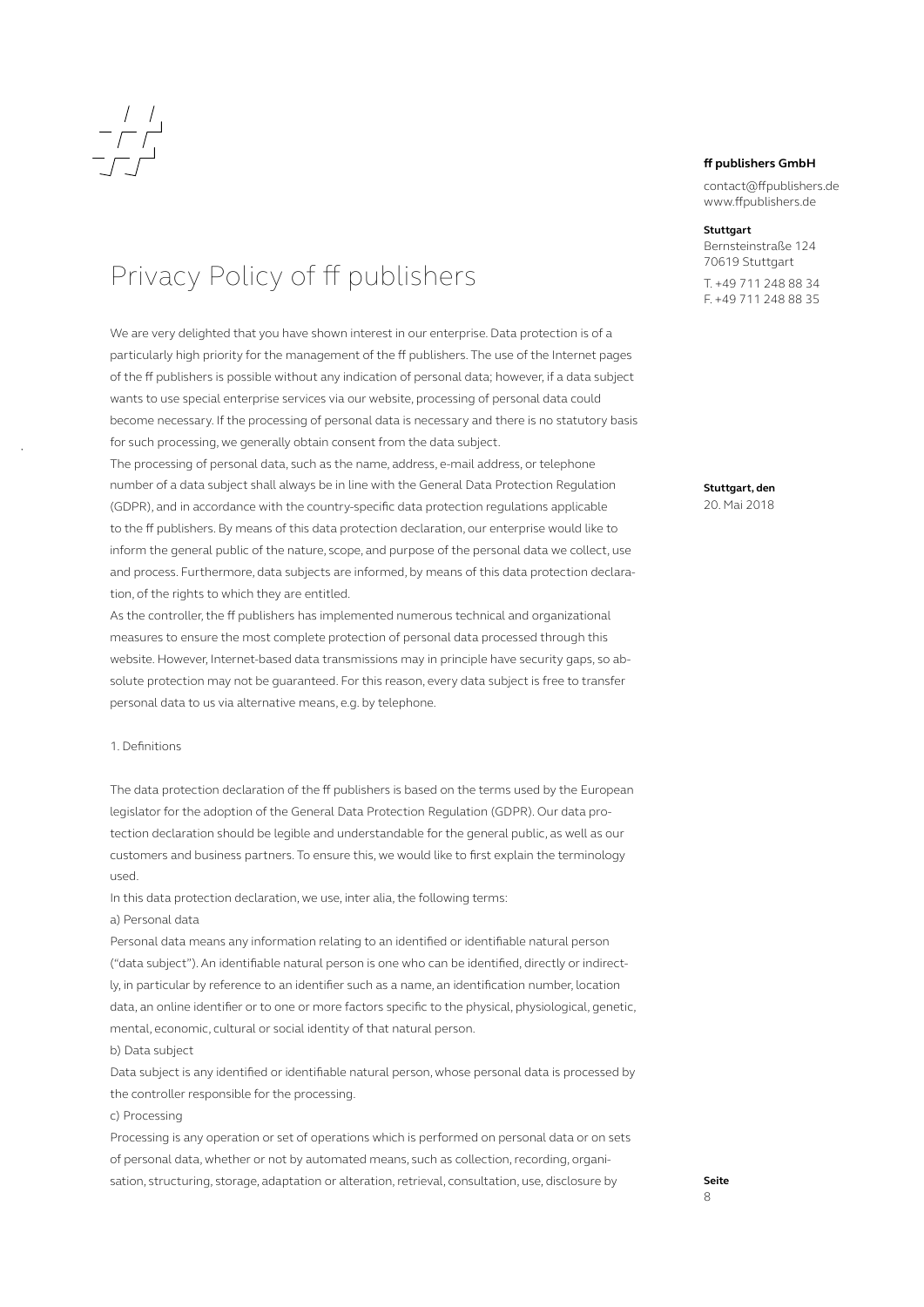**ff publishers GmbH**

contact@ffpublishers.de
www.ffpublishers.de

**Stuttgart**
Bernsteinstraße 124
70619 Stuttgart

T. +49 711 248 88 34
F. +49 711 248 88 35

**Stuttgart, den**
20. Mai 2018

# Privacy Policy of ff publishers

We are very delighted that you have shown interest in our enterprise. Data protection is of a particularly high priority for the management of the ff publishers. The use of the Internet pages of the ff publishers is possible without any indication of personal data; however, if a data subject wants to use special enterprise services via our website, processing of personal data could become necessary. If the processing of personal data is necessary and there is no statutory basis for such processing, we generally obtain consent from the data subject.

The processing of personal data, such as the name, address, e-mail address, or telephone number of a data subject shall always be in line with the General Data Protection Regulation (GDPR), and in accordance with the country-specific data protection regulations applicable to the ff publishers. By means of this data protection declaration, our enterprise would like to inform the general public of the nature, scope, and purpose of the personal data we collect, use and process. Furthermore, data subjects are informed, by means of this data protection declaration, of the rights to which they are entitled.

As the controller, the ff publishers has implemented numerous technical and organizational measures to ensure the most complete protection of personal data processed through this website. However, Internet-based data transmissions may in principle have security gaps, so absolute protection may not be guaranteed. For this reason, every data subject is free to transfer personal data to us via alternative means, e.g. by telephone.

## 1. Definitions

The data protection declaration of the ff publishers is based on the terms used by the European legislator for the adoption of the General Data Protection Regulation (GDPR). Our data protection declaration should be legible and understandable for the general public, as well as our customers and business partners. To ensure this, we would like to first explain the terminology used.

In this data protection declaration, we use, inter alia, the following terms:

a) Personal data

Personal data means any information relating to an identified or identifiable natural person ("data subject"). An identifiable natural person is one who can be identified, directly or indirectly, in particular by reference to an identifier such as a name, an identification number, location data, an online identifier or to one or more factors specific to the physical, physiological, genetic, mental, economic, cultural or social identity of that natural person.

b) Data subject

Data subject is any identified or identifiable natural person, whose personal data is processed by the controller responsible for the processing.

c) Processing

Processing is any operation or set of operations which is performed on personal data or on sets of personal data, whether or not by automated means, such as collection, recording, organisation, structuring, storage, adaptation or alteration, retrieval, consultation, use, disclosure by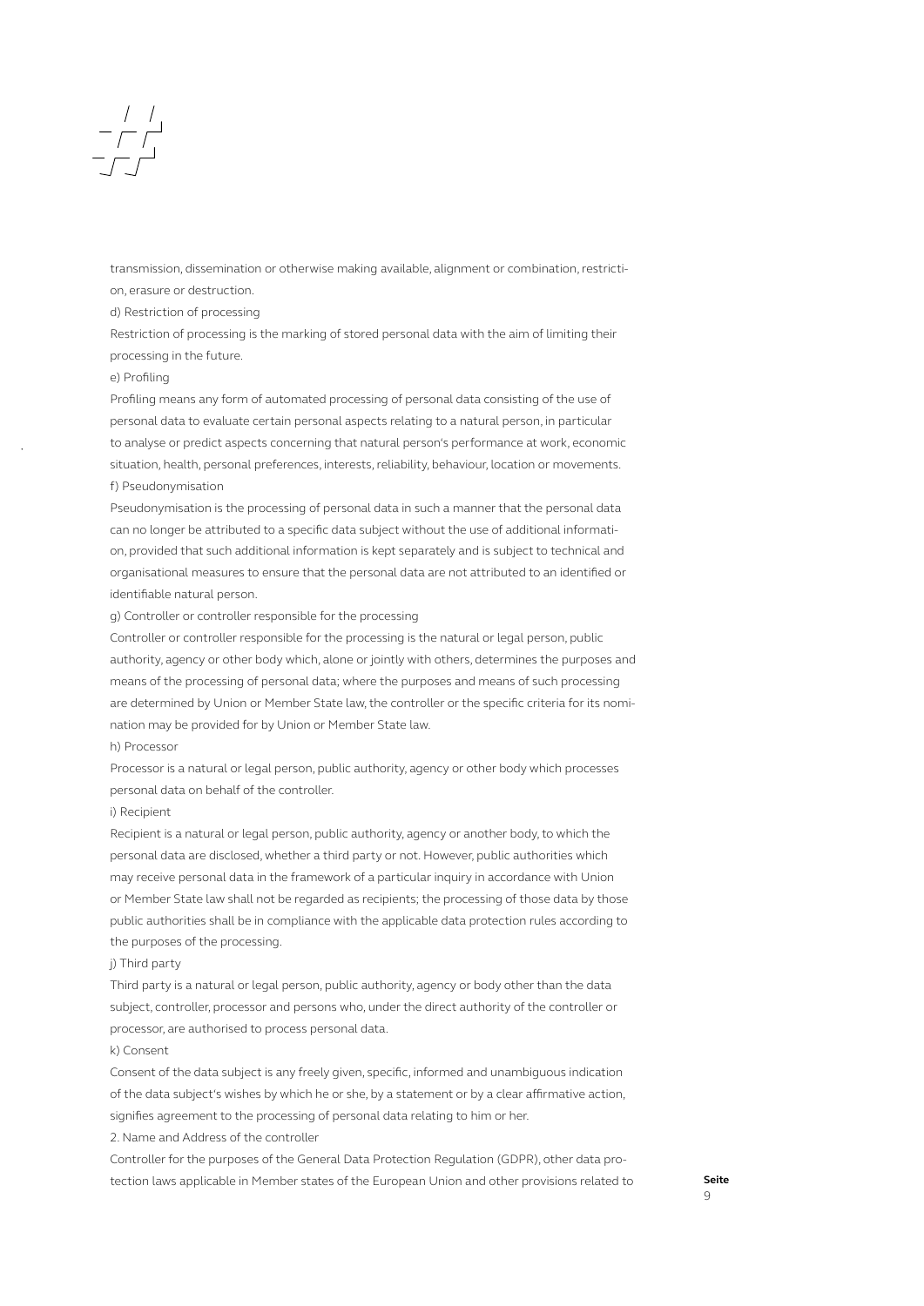transmission, dissemination or otherwise making available, alignment or combination, restriction, erasure or destruction.

d) Restriction of processing

Restriction of processing is the marking of stored personal data with the aim of limiting their processing in the future.

e) Profiling

Profiling means any form of automated processing of personal data consisting of the use of personal data to evaluate certain personal aspects relating to a natural person, in particular to analyse or predict aspects concerning that natural person's performance at work, economic situation, health, personal preferences, interests, reliability, behaviour, location or movements.

f) Pseudonymisation

Pseudonymisation is the processing of personal data in such a manner that the personal data can no longer be attributed to a specific data subject without the use of additional information, provided that such additional information is kept separately and is subject to technical and organisational measures to ensure that the personal data are not attributed to an identified or identifiable natural person.

g) Controller or controller responsible for the processing

Controller or controller responsible for the processing is the natural or legal person, public authority, agency or other body which, alone or jointly with others, determines the purposes and means of the processing of personal data; where the purposes and means of such processing are determined by Union or Member State law, the controller or the specific criteria for its nomination may be provided for by Union or Member State law.

h) Processor

Processor is a natural or legal person, public authority, agency or other body which processes personal data on behalf of the controller.

i) Recipient

Recipient is a natural or legal person, public authority, agency or another body, to which the personal data are disclosed, whether a third party or not. However, public authorities which may receive personal data in the framework of a particular inquiry in accordance with Union or Member State law shall not be regarded as recipients; the processing of those data by those public authorities shall be in compliance with the applicable data protection rules according to the purposes of the processing.

j) Third party

Third party is a natural or legal person, public authority, agency or body other than the data subject, controller, processor and persons who, under the direct authority of the controller or processor, are authorised to process personal data.

k) Consent

Consent of the data subject is any freely given, specific, informed and unambiguous indication of the data subject's wishes by which he or she, by a statement or by a clear affirmative action, signifies agreement to the processing of personal data relating to him or her.

2. Name and Address of the controller

Controller for the purposes of the General Data Protection Regulation (GDPR), other data protection laws applicable in Member states of the European Union and other provisions related to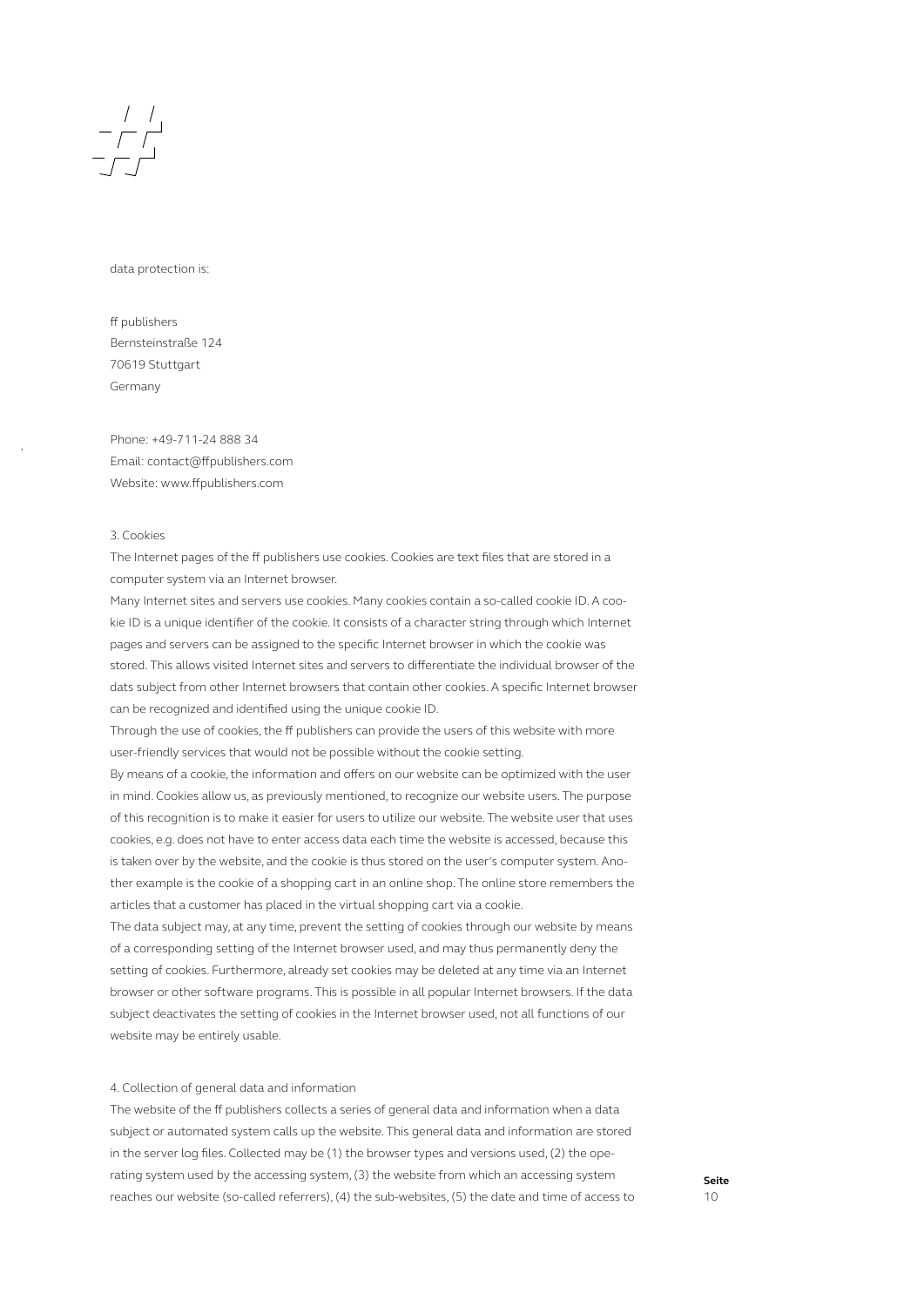data protection is:

ff publishers
Bernsteinstraße 124
70619 Stuttgart
Germany

Phone: +49-711-24 888 34
Email: contact@ffpublishers.com
Website: www.ffpublishers.com

3. Cookies

The Internet pages of the ff publishers use cookies. Cookies are text files that are stored in a computer system via an Internet browser.

Many Internet sites and servers use cookies. Many cookies contain a so-called cookie ID. A cookie ID is a unique identifier of the cookie. It consists of a character string through which Internet pages and servers can be assigned to the specific Internet browser in which the cookie was stored. This allows visited Internet sites and servers to differentiate the individual browser of the dats subject from other Internet browsers that contain other cookies. A specific Internet browser can be recognized and identified using the unique cookie ID.

Through the use of cookies, the ff publishers can provide the users of this website with more user-friendly services that would not be possible without the cookie setting.

By means of a cookie, the information and offers on our website can be optimized with the user in mind. Cookies allow us, as previously mentioned, to recognize our website users. The purpose of this recognition is to make it easier for users to utilize our website. The website user that uses cookies, e.g. does not have to enter access data each time the website is accessed, because this is taken over by the website, and the cookie is thus stored on the user's computer system. Another example is the cookie of a shopping cart in an online shop. The online store remembers the articles that a customer has placed in the virtual shopping cart via a cookie.

The data subject may, at any time, prevent the setting of cookies through our website by means of a corresponding setting of the Internet browser used, and may thus permanently deny the setting of cookies. Furthermore, already set cookies may be deleted at any time via an Internet browser or other software programs. This is possible in all popular Internet browsers. If the data subject deactivates the setting of cookies in the Internet browser used, not all functions of our website may be entirely usable.

4. Collection of general data and information

The website of the ff publishers collects a series of general data and information when a data subject or automated system calls up the website. This general data and information are stored in the server log files. Collected may be (1) the browser types and versions used, (2) the operating system used by the accessing system, (3) the website from which an accessing system reaches our website (so-called referrers), (4) the sub-websites, (5) the date and time of access to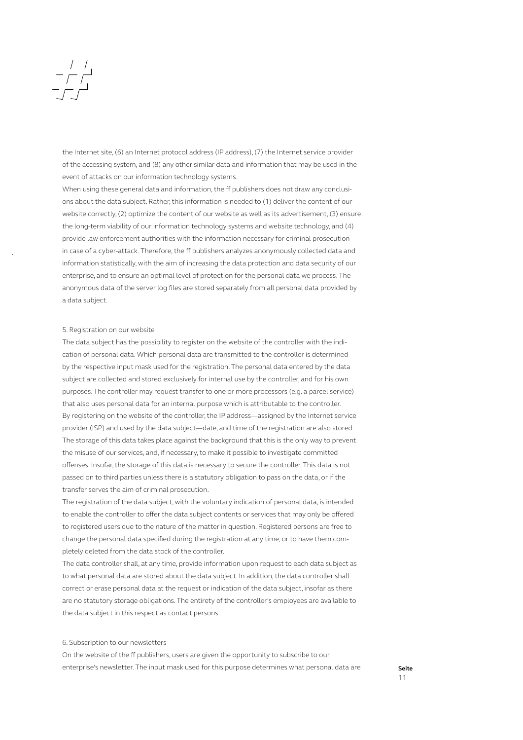the Internet site, (6) an Internet protocol address (IP address), (7) the Internet service provider of the accessing system, and (8) any other similar data and information that may be used in the event of attacks on our information technology systems.

When using these general data and information, the ff publishers does not draw any conclusions about the data subject. Rather, this information is needed to (1) deliver the content of our website correctly, (2) optimize the content of our website as well as its advertisement, (3) ensure the long-term viability of our information technology systems and website technology, and (4) provide law enforcement authorities with the information necessary for criminal prosecution in case of a cyber-attack. Therefore, the ff publishers analyzes anonymously collected data and information statistically, with the aim of increasing the data protection and data security of our enterprise, and to ensure an optimal level of protection for the personal data we process. The anonymous data of the server log files are stored separately from all personal data provided by a data subject.

5. Registration on our website

The data subject has the possibility to register on the website of the controller with the indication of personal data. Which personal data are transmitted to the controller is determined by the respective input mask used for the registration. The personal data entered by the data subject are collected and stored exclusively for internal use by the controller, and for his own purposes. The controller may request transfer to one or more processors (e.g. a parcel service) that also uses personal data for an internal purpose which is attributable to the controller.

By registering on the website of the controller, the IP address—assigned by the Internet service provider (ISP) and used by the data subject—date, and time of the registration are also stored. The storage of this data takes place against the background that this is the only way to prevent the misuse of our services, and, if necessary, to make it possible to investigate committed offenses. Insofar, the storage of this data is necessary to secure the controller. This data is not passed on to third parties unless there is a statutory obligation to pass on the data, or if the transfer serves the aim of criminal prosecution.

The registration of the data subject, with the voluntary indication of personal data, is intended to enable the controller to offer the data subject contents or services that may only be offered to registered users due to the nature of the matter in question. Registered persons are free to change the personal data specified during the registration at any time, or to have them completely deleted from the data stock of the controller.

The data controller shall, at any time, provide information upon request to each data subject as to what personal data are stored about the data subject. In addition, the data controller shall correct or erase personal data at the request or indication of the data subject, insofar as there are no statutory storage obligations. The entirety of the controller's employees are available to the data subject in this respect as contact persons.

6. Subscription to our newsletters

On the website of the ff publishers, users are given the opportunity to subscribe to our enterprise's newsletter. The input mask used for this purpose determines what personal data are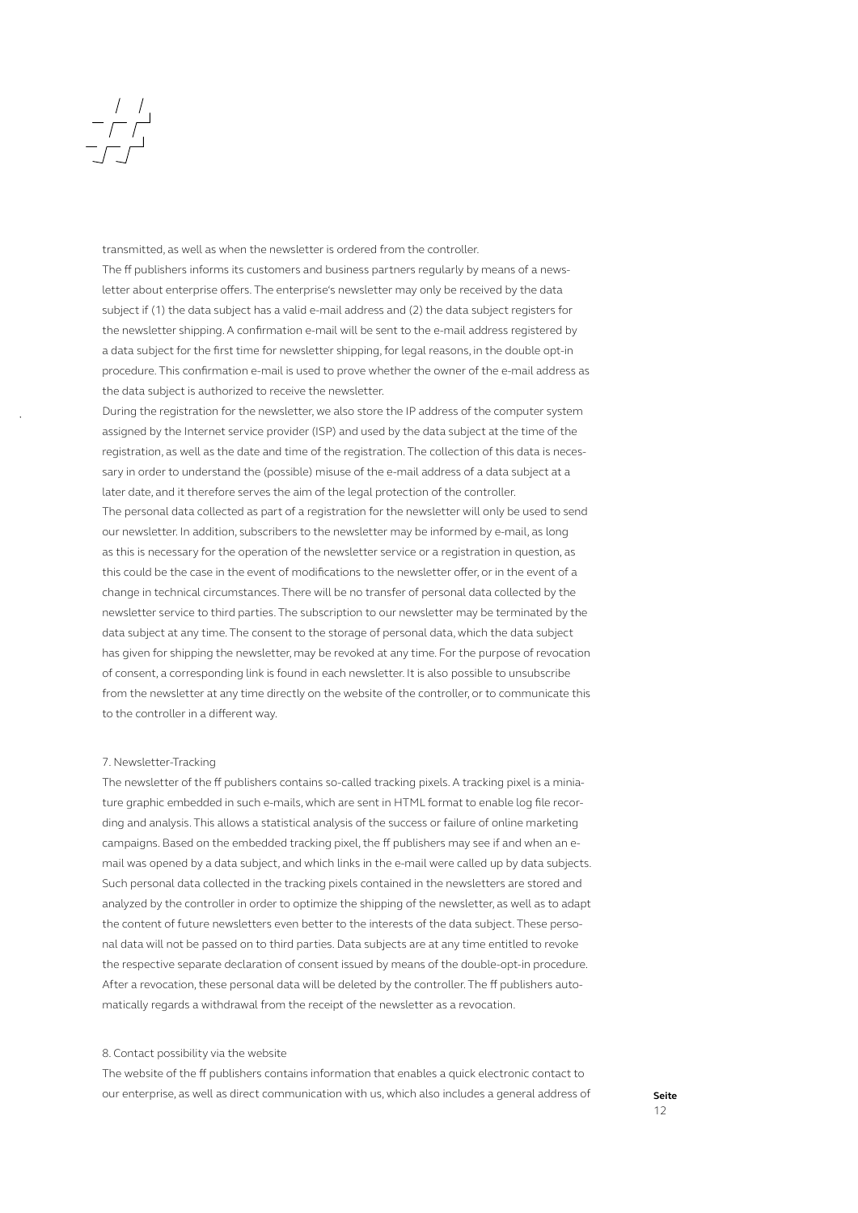transmitted, as well as when the newsletter is ordered from the controller.

The ff publishers informs its customers and business partners regularly by means of a newsletter about enterprise offers. The enterprise's newsletter may only be received by the data subject if (1) the data subject has a valid e-mail address and (2) the data subject registers for the newsletter shipping. A confirmation e-mail will be sent to the e-mail address registered by a data subject for the first time for newsletter shipping, for legal reasons, in the double opt-in procedure. This confirmation e-mail is used to prove whether the owner of the e-mail address as the data subject is authorized to receive the newsletter.

During the registration for the newsletter, we also store the IP address of the computer system assigned by the Internet service provider (ISP) and used by the data subject at the time of the registration, as well as the date and time of the registration. The collection of this data is necessary in order to understand the (possible) misuse of the e-mail address of a data subject at a later date, and it therefore serves the aim of the legal protection of the controller.

The personal data collected as part of a registration for the newsletter will only be used to send our newsletter. In addition, subscribers to the newsletter may be informed by e-mail, as long as this is necessary for the operation of the newsletter service or a registration in question, as this could be the case in the event of modifications to the newsletter offer, or in the event of a change in technical circumstances. There will be no transfer of personal data collected by the newsletter service to third parties. The subscription to our newsletter may be terminated by the data subject at any time. The consent to the storage of personal data, which the data subject has given for shipping the newsletter, may be revoked at any time. For the purpose of revocation of consent, a corresponding link is found in each newsletter. It is also possible to unsubscribe from the newsletter at any time directly on the website of the controller, or to communicate this to the controller in a different way.

7. Newsletter-Tracking

The newsletter of the ff publishers contains so-called tracking pixels. A tracking pixel is a miniature graphic embedded in such e-mails, which are sent in HTML format to enable log file recording and analysis. This allows a statistical analysis of the success or failure of online marketing campaigns. Based on the embedded tracking pixel, the ff publishers may see if and when an e-mail was opened by a data subject, and which links in the e-mail were called up by data subjects. Such personal data collected in the tracking pixels contained in the newsletters are stored and analyzed by the controller in order to optimize the shipping of the newsletter, as well as to adapt the content of future newsletters even better to the interests of the data subject. These personal data will not be passed on to third parties. Data subjects are at any time entitled to revoke the respective separate declaration of consent issued by means of the double-opt-in procedure. After a revocation, these personal data will be deleted by the controller. The ff publishers automatically regards a withdrawal from the receipt of the newsletter as a revocation.

8. Contact possibility via the website

The website of the ff publishers contains information that enables a quick electronic contact to our enterprise, as well as direct communication with us, which also includes a general address of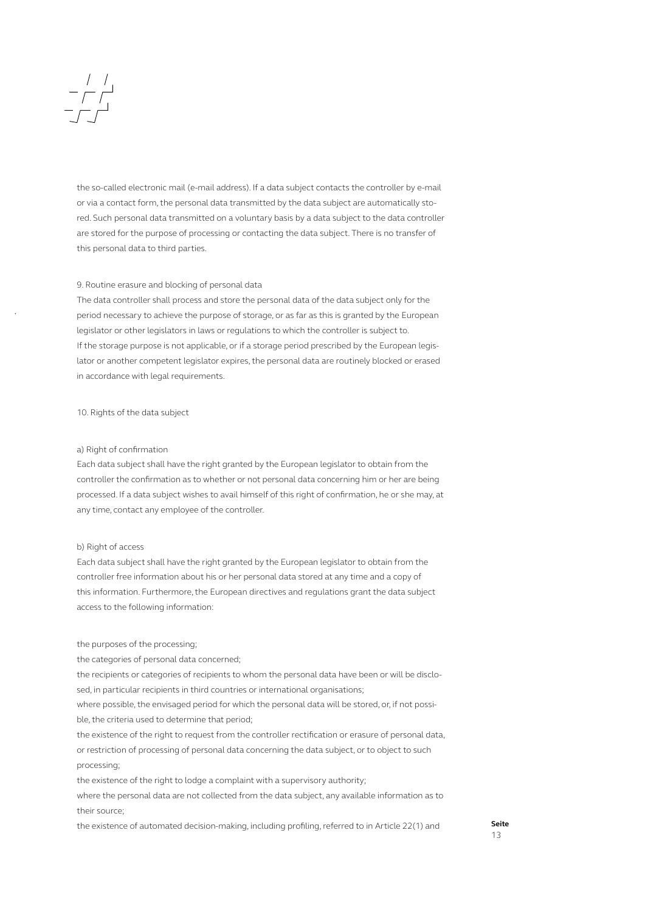the so-called electronic mail (e-mail address). If a data subject contacts the controller by e-mail or via a contact form, the personal data transmitted by the data subject are automatically stored. Such personal data transmitted on a voluntary basis by a data subject to the data controller are stored for the purpose of processing or contacting the data subject. There is no transfer of this personal data to third parties.

9. Routine erasure and blocking of personal data

The data controller shall process and store the personal data of the data subject only for the period necessary to achieve the purpose of storage, or as far as this is granted by the European legislator or other legislators in laws or regulations to which the controller is subject to.
If the storage purpose is not applicable, or if a storage period prescribed by the European legislator or another competent legislator expires, the personal data are routinely blocked or erased in accordance with legal requirements.

10. Rights of the data subject

a) Right of confirmation

Each data subject shall have the right granted by the European legislator to obtain from the controller the confirmation as to whether or not personal data concerning him or her are being processed. If a data subject wishes to avail himself of this right of confirmation, he or she may, at any time, contact any employee of the controller.

b) Right of access

Each data subject shall have the right granted by the European legislator to obtain from the controller free information about his or her personal data stored at any time and a copy of this information. Furthermore, the European directives and regulations grant the data subject access to the following information:

the purposes of the processing;

the categories of personal data concerned;

the recipients or categories of recipients to whom the personal data have been or will be disclosed, in particular recipients in third countries or international organisations;

where possible, the envisaged period for which the personal data will be stored, or, if not possible, the criteria used to determine that period;

the existence of the right to request from the controller rectification or erasure of personal data, or restriction of processing of personal data concerning the data subject, or to object to such processing;

the existence of the right to lodge a complaint with a supervisory authority;

where the personal data are not collected from the data subject, any available information as to their source;

the existence of automated decision-making, including profiling, referred to in Article 22(1) and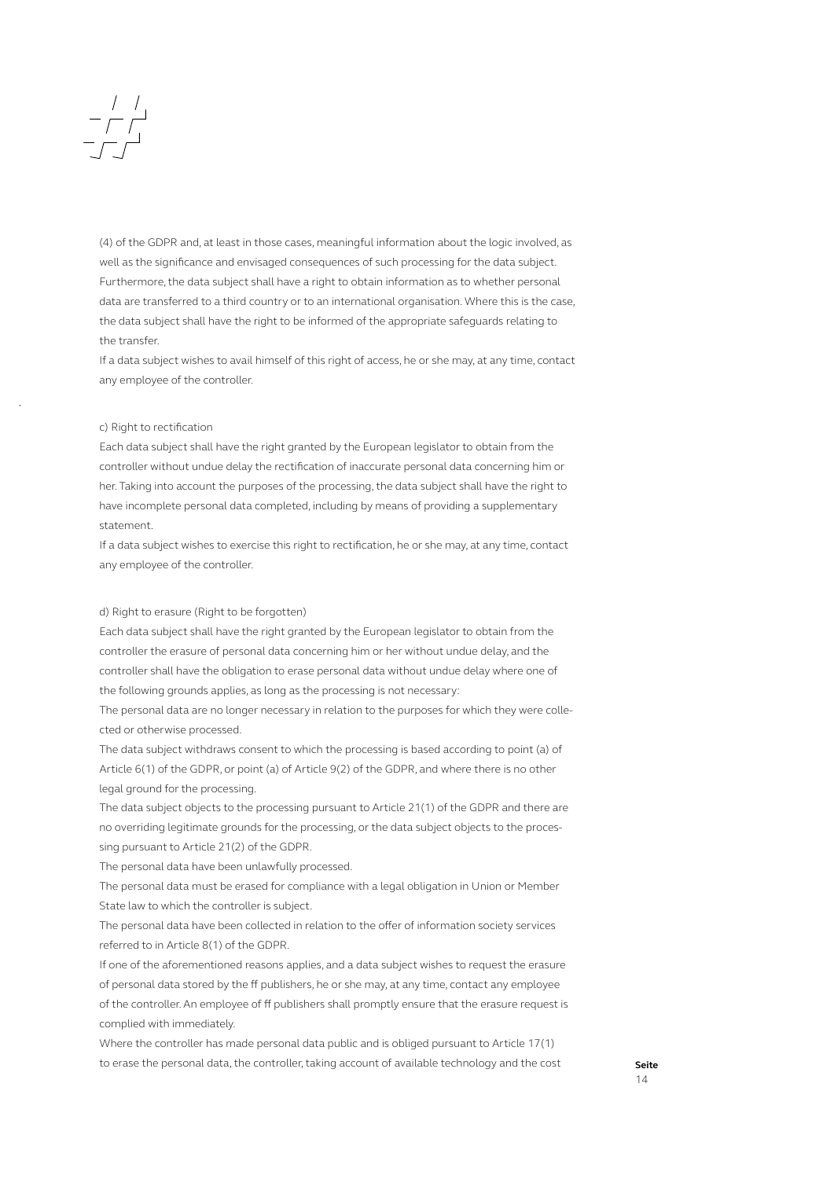(4) of the GDPR and, at least in those cases, meaningful information about the logic involved, as well as the significance and envisaged consequences of such processing for the data subject. Furthermore, the data subject shall have a right to obtain information as to whether personal data are transferred to a third country or to an international organisation. Where this is the case, the data subject shall have the right to be informed of the appropriate safeguards relating to the transfer.

If a data subject wishes to avail himself of this right of access, he or she may, at any time, contact any employee of the controller.

c) Right to rectification

Each data subject shall have the right granted by the European legislator to obtain from the controller without undue delay the rectification of inaccurate personal data concerning him or her. Taking into account the purposes of the processing, the data subject shall have the right to have incomplete personal data completed, including by means of providing a supplementary statement.

If a data subject wishes to exercise this right to rectification, he or she may, at any time, contact any employee of the controller.

d) Right to erasure (Right to be forgotten)

Each data subject shall have the right granted by the European legislator to obtain from the controller the erasure of personal data concerning him or her without undue delay, and the controller shall have the obligation to erase personal data without undue delay where one of the following grounds applies, as long as the processing is not necessary:

The personal data are no longer necessary in relation to the purposes for which they were collected or otherwise processed.

The data subject withdraws consent to which the processing is based according to point (a) of Article 6(1) of the GDPR, or point (a) of Article 9(2) of the GDPR, and where there is no other legal ground for the processing.

The data subject objects to the processing pursuant to Article 21(1) of the GDPR and there are no overriding legitimate grounds for the processing, or the data subject objects to the processing pursuant to Article 21(2) of the GDPR.

The personal data have been unlawfully processed.

The personal data must be erased for compliance with a legal obligation in Union or Member State law to which the controller is subject.

The personal data have been collected in relation to the offer of information society services referred to in Article 8(1) of the GDPR.

If one of the aforementioned reasons applies, and a data subject wishes to request the erasure of personal data stored by the ff publishers, he or she may, at any time, contact any employee of the controller. An employee of ff publishers shall promptly ensure that the erasure request is complied with immediately.

Where the controller has made personal data public and is obliged pursuant to Article 17(1) to erase the personal data, the controller, taking account of available technology and the cost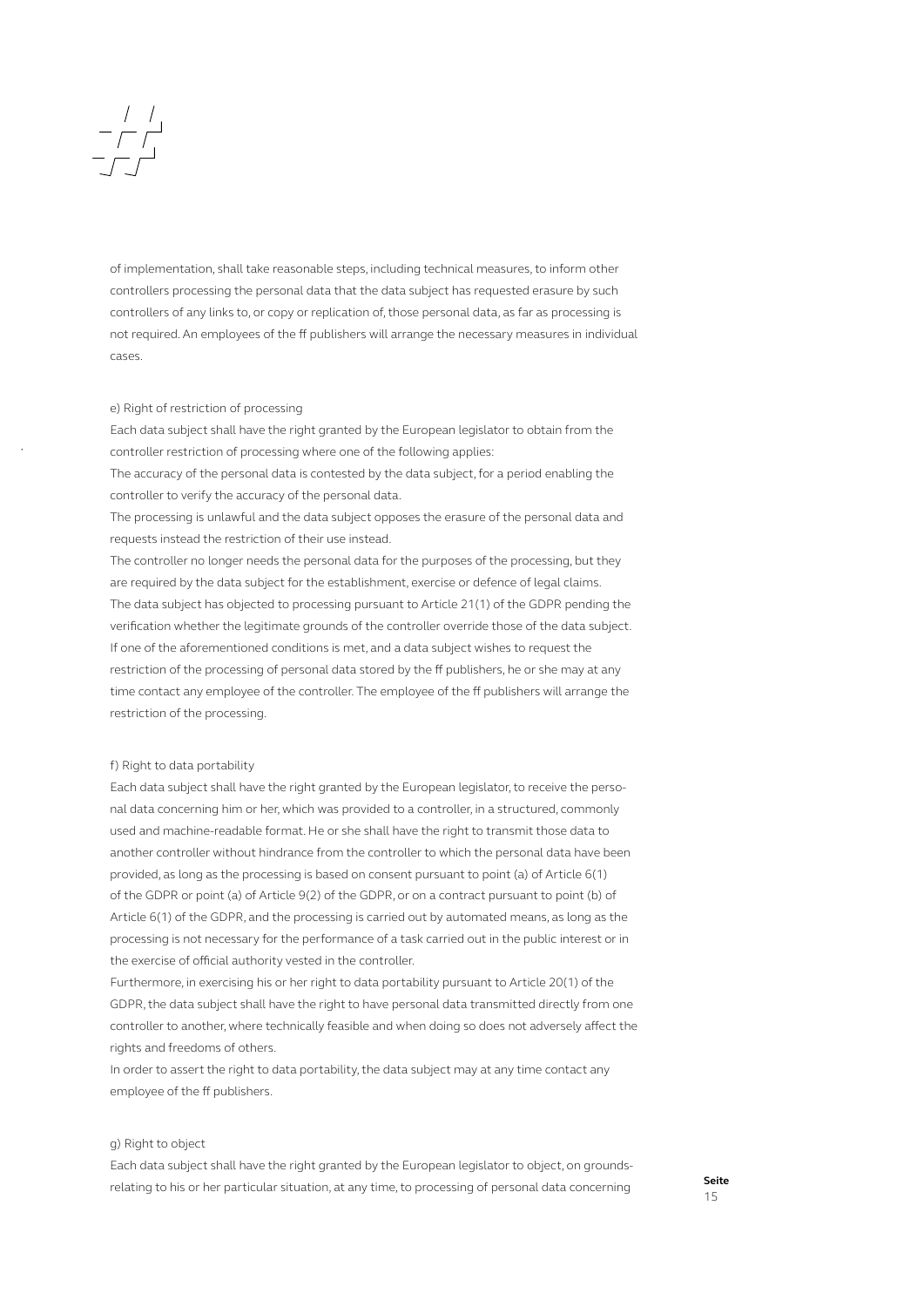of implementation, shall take reasonable steps, including technical measures, to inform other controllers processing the personal data that the data subject has requested erasure by such controllers of any links to, or copy or replication of, those personal data, as far as processing is not required. An employees of the ff publishers will arrange the necessary measures in individual cases.

e) Right of restriction of processing

Each data subject shall have the right granted by the European legislator to obtain from the controller restriction of processing where one of the following applies:

The accuracy of the personal data is contested by the data subject, for a period enabling the controller to verify the accuracy of the personal data.

The processing is unlawful and the data subject opposes the erasure of the personal data and requests instead the restriction of their use instead.

The controller no longer needs the personal data for the purposes of the processing, but they are required by the data subject for the establishment, exercise or defence of legal claims.

The data subject has objected to processing pursuant to Article 21(1) of the GDPR pending the verification whether the legitimate grounds of the controller override those of the data subject.

If one of the aforementioned conditions is met, and a data subject wishes to request the restriction of the processing of personal data stored by the ff publishers, he or she may at any time contact any employee of the controller. The employee of the ff publishers will arrange the restriction of the processing.

f) Right to data portability

Each data subject shall have the right granted by the European legislator, to receive the personal data concerning him or her, which was provided to a controller, in a structured, commonly used and machine-readable format. He or she shall have the right to transmit those data to another controller without hindrance from the controller to which the personal data have been provided, as long as the processing is based on consent pursuant to point (a) of Article 6(1) of the GDPR or point (a) of Article 9(2) of the GDPR, or on a contract pursuant to point (b) of Article 6(1) of the GDPR, and the processing is carried out by automated means, as long as the processing is not necessary for the performance of a task carried out in the public interest or in the exercise of official authority vested in the controller.

Furthermore, in exercising his or her right to data portability pursuant to Article 20(1) of the GDPR, the data subject shall have the right to have personal data transmitted directly from one controller to another, where technically feasible and when doing so does not adversely affect the rights and freedoms of others.

In order to assert the right to data portability, the data subject may at any time contact any employee of the ff publishers.

g) Right to object

Each data subject shall have the right granted by the European legislator to object, on grounds-relating to his or her particular situation, at any time, to processing of personal data concerning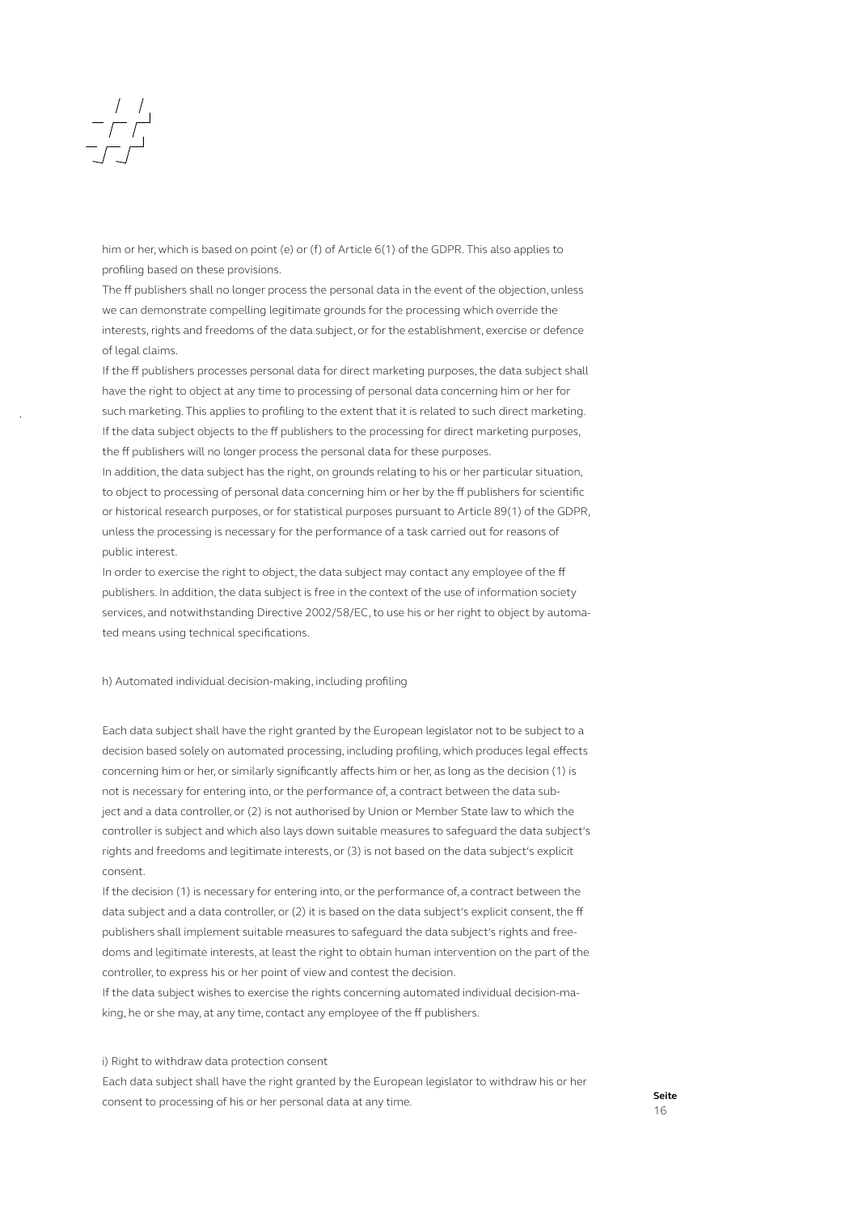him or her, which is based on point (e) or (f) of Article 6(1) of the GDPR. This also applies to profiling based on these provisions.

The ff publishers shall no longer process the personal data in the event of the objection, unless we can demonstrate compelling legitimate grounds for the processing which override the interests, rights and freedoms of the data subject, or for the establishment, exercise or defence of legal claims.

If the ff publishers processes personal data for direct marketing purposes, the data subject shall have the right to object at any time to processing of personal data concerning him or her for such marketing. This applies to profiling to the extent that it is related to such direct marketing. If the data subject objects to the ff publishers to the processing for direct marketing purposes, the ff publishers will no longer process the personal data for these purposes.

In addition, the data subject has the right, on grounds relating to his or her particular situation, to object to processing of personal data concerning him or her by the ff publishers for scientific or historical research purposes, or for statistical purposes pursuant to Article 89(1) of the GDPR, unless the processing is necessary for the performance of a task carried out for reasons of public interest.

In order to exercise the right to object, the data subject may contact any employee of the ff publishers. In addition, the data subject is free in the context of the use of information society services, and notwithstanding Directive 2002/58/EC, to use his or her right to object by automated means using technical specifications.

h) Automated individual decision-making, including profiling

Each data subject shall have the right granted by the European legislator not to be subject to a decision based solely on automated processing, including profiling, which produces legal effects concerning him or her, or similarly significantly affects him or her, as long as the decision (1) is not is necessary for entering into, or the performance of, a contract between the data subject and a data controller, or (2) is not authorised by Union or Member State law to which the controller is subject and which also lays down suitable measures to safeguard the data subject's rights and freedoms and legitimate interests, or (3) is not based on the data subject's explicit consent.

If the decision (1) is necessary for entering into, or the performance of, a contract between the data subject and a data controller, or (2) it is based on the data subject's explicit consent, the ff publishers shall implement suitable measures to safeguard the data subject's rights and freedoms and legitimate interests, at least the right to obtain human intervention on the part of the controller, to express his or her point of view and contest the decision.

If the data subject wishes to exercise the rights concerning automated individual decision-making, he or she may, at any time, contact any employee of the ff publishers.

i) Right to withdraw data protection consent

Each data subject shall have the right granted by the European legislator to withdraw his or her consent to processing of his or her personal data at any time.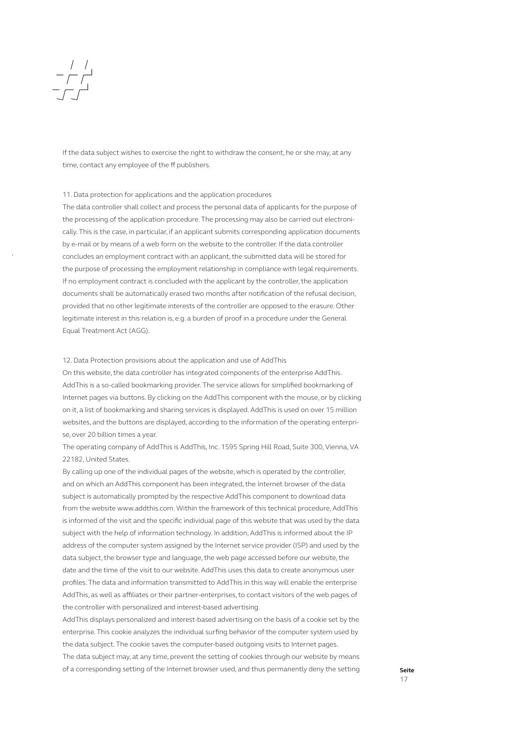If the data subject wishes to exercise the right to withdraw the consent, he or she may, at any time, contact any employee of the ff publishers.

## 11. Data protection for applications and the application procedures

The data controller shall collect and process the personal data of applicants for the purpose of the processing of the application procedure. The processing may also be carried out electronically. This is the case, in particular, if an applicant submits corresponding application documents by e-mail or by means of a web form on the website to the controller. If the data controller concludes an employment contract with an applicant, the submitted data will be stored for the purpose of processing the employment relationship in compliance with legal requirements. If no employment contract is concluded with the applicant by the controller, the application documents shall be automatically erased two months after notification of the refusal decision, provided that no other legitimate interests of the controller are opposed to the erasure. Other legitimate interest in this relation is, e.g. a burden of proof in a procedure under the General Equal Treatment Act (AGG).

## 12. Data Protection provisions about the application and use of AddThis

On this website, the data controller has integrated components of the enterprise AddThis. AddThis is a so-called bookmarking provider. The service allows for simplified bookmarking of Internet pages via buttons. By clicking on the AddThis component with the mouse, or by clicking on it, a list of bookmarking and sharing services is displayed. AddThis is used on over 15 million websites, and the buttons are displayed, according to the information of the operating enterprise, over 20 billion times a year.

The operating company of AddThis is AddThis, Inc. 1595 Spring Hill Road, Suite 300, Vienna, VA 22182, United States.

By calling up one of the individual pages of the website, which is operated by the controller, and on which an AddThis component has been integrated, the Internet browser of the data subject is automatically prompted by the respective AddThis component to download data from the website www.addthis.com. Within the framework of this technical procedure, AddThis is informed of the visit and the specific individual page of this website that was used by the data subject with the help of information technology. In addition, AddThis is informed about the IP address of the computer system assigned by the Internet service provider (ISP) and used by the data subject, the browser type and language, the web page accessed before our website, the date and the time of the visit to our website. AddThis uses this data to create anonymous user profiles. The data and information transmitted to AddThis in this way will enable the enterprise AddThis, as well as affiliates or their partner-enterprises, to contact visitors of the web pages of the controller with personalized and interest-based advertising.

AddThis displays personalized and interest-based advertising on the basis of a cookie set by the enterprise. This cookie analyzes the individual surfing behavior of the computer system used by the data subject. The cookie saves the computer-based outgoing visits to Internet pages.

The data subject may, at any time, prevent the setting of cookies through our website by means of a corresponding setting of the Internet browser used, and thus permanently deny the setting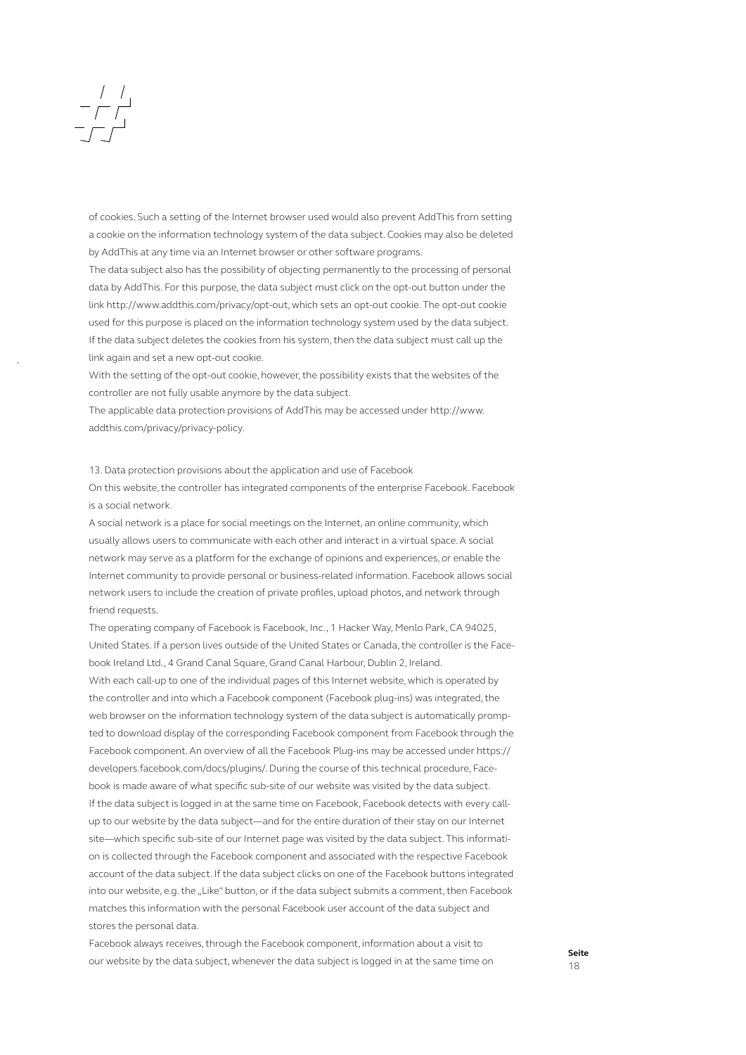of cookies. Such a setting of the Internet browser used would also prevent AddThis from setting a cookie on the information technology system of the data subject. Cookies may also be deleted by AddThis at any time via an Internet browser or other software programs.
The data subject also has the possibility of objecting permanently to the processing of personal data by AddThis. For this purpose, the data subject must click on the opt-out button under the link http://www.addthis.com/privacy/opt-out, which sets an opt-out cookie. The opt-out cookie used for this purpose is placed on the information technology system used by the data subject. If the data subject deletes the cookies from his system, then the data subject must call up the link again and set a new opt-out cookie.
With the setting of the opt-out cookie, however, the possibility exists that the websites of the controller are not fully usable anymore by the data subject.
The applicable data protection provisions of AddThis may be accessed under http://www.addthis.com/privacy/privacy-policy.

13. Data protection provisions about the application and use of Facebook
On this website, the controller has integrated components of the enterprise Facebook. Facebook is a social network.
A social network is a place for social meetings on the Internet, an online community, which usually allows users to communicate with each other and interact in a virtual space. A social network may serve as a platform for the exchange of opinions and experiences, or enable the Internet community to provide personal or business-related information. Facebook allows social network users to include the creation of private profiles, upload photos, and network through friend requests.
The operating company of Facebook is Facebook, Inc., 1 Hacker Way, Menlo Park, CA 94025, United States. If a person lives outside of the United States or Canada, the controller is the Facebook Ireland Ltd., 4 Grand Canal Square, Grand Canal Harbour, Dublin 2, Ireland.
With each call-up to one of the individual pages of this Internet website, which is operated by the controller and into which a Facebook component (Facebook plug-ins) was integrated, the web browser on the information technology system of the data subject is automatically prompted to download display of the corresponding Facebook component from Facebook through the Facebook component. An overview of all the Facebook Plug-ins may be accessed under https://developers.facebook.com/docs/plugins/. During the course of this technical procedure, Facebook is made aware of what specific sub-site of our website was visited by the data subject.
If the data subject is logged in at the same time on Facebook, Facebook detects with every call-up to our website by the data subject—and for the entire duration of their stay on our Internet site—which specific sub-site of our Internet page was visited by the data subject. This information is collected through the Facebook component and associated with the respective Facebook account of the data subject. If the data subject clicks on one of the Facebook buttons integrated into our website, e.g. the „Like" button, or if the data subject submits a comment, then Facebook matches this information with the personal Facebook user account of the data subject and stores the personal data.
Facebook always receives, through the Facebook component, information about a visit to our website by the data subject, whenever the data subject is logged in at the same time on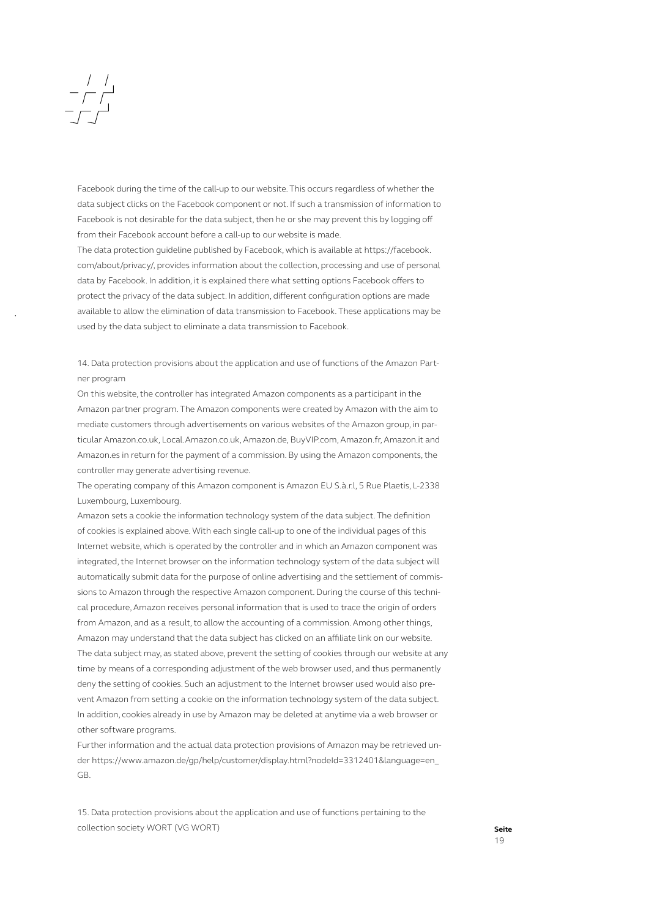Facebook during the time of the call-up to our website. This occurs regardless of whether the data subject clicks on the Facebook component or not. If such a transmission of information to Facebook is not desirable for the data subject, then he or she may prevent this by logging off from their Facebook account before a call-up to our website is made.
The data protection guideline published by Facebook, which is available at https://facebook.com/about/privacy/, provides information about the collection, processing and use of personal data by Facebook. In addition, it is explained there what setting options Facebook offers to protect the privacy of the data subject. In addition, different configuration options are made available to allow the elimination of data transmission to Facebook. These applications may be used by the data subject to eliminate a data transmission to Facebook.

## 14. Data protection provisions about the application and use of functions of the Amazon Partner program

On this website, the controller has integrated Amazon components as a participant in the Amazon partner program. The Amazon components were created by Amazon with the aim to mediate customers through advertisements on various websites of the Amazon group, in particular Amazon.co.uk, Local.Amazon.co.uk, Amazon.de, BuyVIP.com, Amazon.fr, Amazon.it and Amazon.es in return for the payment of a commission. By using the Amazon components, the controller may generate advertising revenue.
The operating company of this Amazon component is Amazon EU S.à.r.l, 5 Rue Plaetis, L-2338 Luxembourg, Luxembourg.
Amazon sets a cookie the information technology system of the data subject. The definition of cookies is explained above. With each single call-up to one of the individual pages of this Internet website, which is operated by the controller and in which an Amazon component was integrated, the Internet browser on the information technology system of the data subject will automatically submit data for the purpose of online advertising and the settlement of commissions to Amazon through the respective Amazon component. During the course of this technical procedure, Amazon receives personal information that is used to trace the origin of orders from Amazon, and as a result, to allow the accounting of a commission. Among other things, Amazon may understand that the data subject has clicked on an affiliate link on our website.
The data subject may, as stated above, prevent the setting of cookies through our website at any time by means of a corresponding adjustment of the web browser used, and thus permanently deny the setting of cookies. Such an adjustment to the Internet browser used would also prevent Amazon from setting a cookie on the information technology system of the data subject. In addition, cookies already in use by Amazon may be deleted at anytime via a web browser or other software programs.
Further information and the actual data protection provisions of Amazon may be retrieved under https://www.amazon.de/gp/help/customer/display.html?nodeId=3312401&language=en_GB.

## 15. Data protection provisions about the application and use of functions pertaining to the collection society WORT (VG WORT)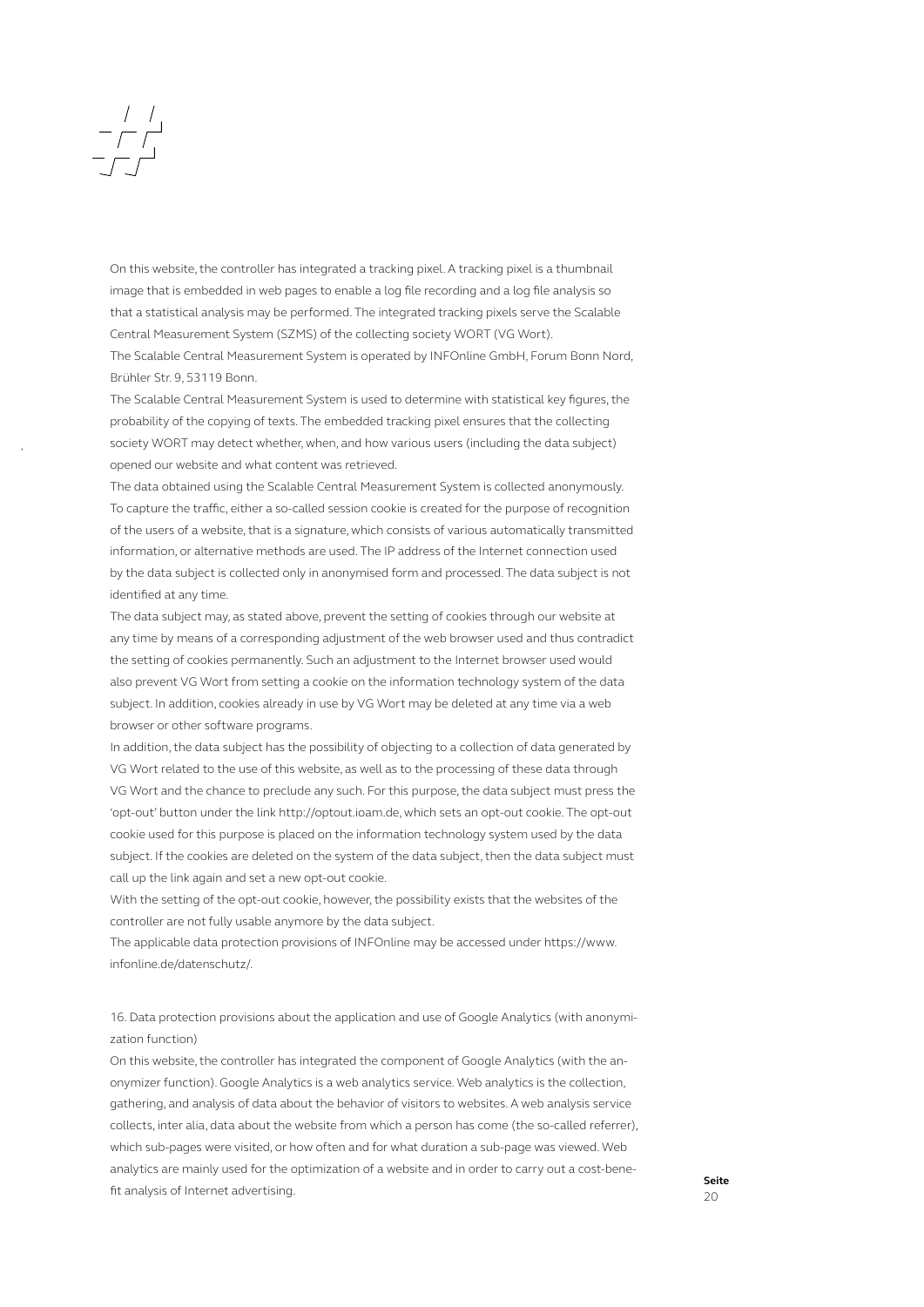On this website, the controller has integrated a tracking pixel. A tracking pixel is a thumbnail image that is embedded in web pages to enable a log file recording and a log file analysis so that a statistical analysis may be performed. The integrated tracking pixels serve the Scalable Central Measurement System (SZMS) of the collecting society WORT (VG Wort).
The Scalable Central Measurement System is operated by INFOnline GmbH, Forum Bonn Nord, Brühler Str. 9, 53119 Bonn.
The Scalable Central Measurement System is used to determine with statistical key figures, the probability of the copying of texts. The embedded tracking pixel ensures that the collecting society WORT may detect whether, when, and how various users (including the data subject) opened our website and what content was retrieved.
The data obtained using the Scalable Central Measurement System is collected anonymously. To capture the traffic, either a so-called session cookie is created for the purpose of recognition of the users of a website, that is a signature, which consists of various automatically transmitted information, or alternative methods are used. The IP address of the Internet connection used by the data subject is collected only in anonymised form and processed. The data subject is not identified at any time.
The data subject may, as stated above, prevent the setting of cookies through our website at any time by means of a corresponding adjustment of the web browser used and thus contradict the setting of cookies permanently. Such an adjustment to the Internet browser used would also prevent VG Wort from setting a cookie on the information technology system of the data subject. In addition, cookies already in use by VG Wort may be deleted at any time via a web browser or other software programs.
In addition, the data subject has the possibility of objecting to a collection of data generated by VG Wort related to the use of this website, as well as to the processing of these data through VG Wort and the chance to preclude any such. For this purpose, the data subject must press the 'opt-out' button under the link http://optout.ioam.de, which sets an opt-out cookie. The opt-out cookie used for this purpose is placed on the information technology system used by the data subject. If the cookies are deleted on the system of the data subject, then the data subject must call up the link again and set a new opt-out cookie.
With the setting of the opt-out cookie, however, the possibility exists that the websites of the controller are not fully usable anymore by the data subject.
The applicable data protection provisions of INFOnline may be accessed under https://www.infonline.de/datenschutz/.

16. Data protection provisions about the application and use of Google Analytics (with anonymization function)

On this website, the controller has integrated the component of Google Analytics (with the anonymizer function). Google Analytics is a web analytics service. Web analytics is the collection, gathering, and analysis of data about the behavior of visitors to websites. A web analysis service collects, inter alia, data about the website from which a person has come (the so-called referrer), which sub-pages were visited, or how often and for what duration a sub-page was viewed. Web analytics are mainly used for the optimization of a website and in order to carry out a cost-benefit analysis of Internet advertising.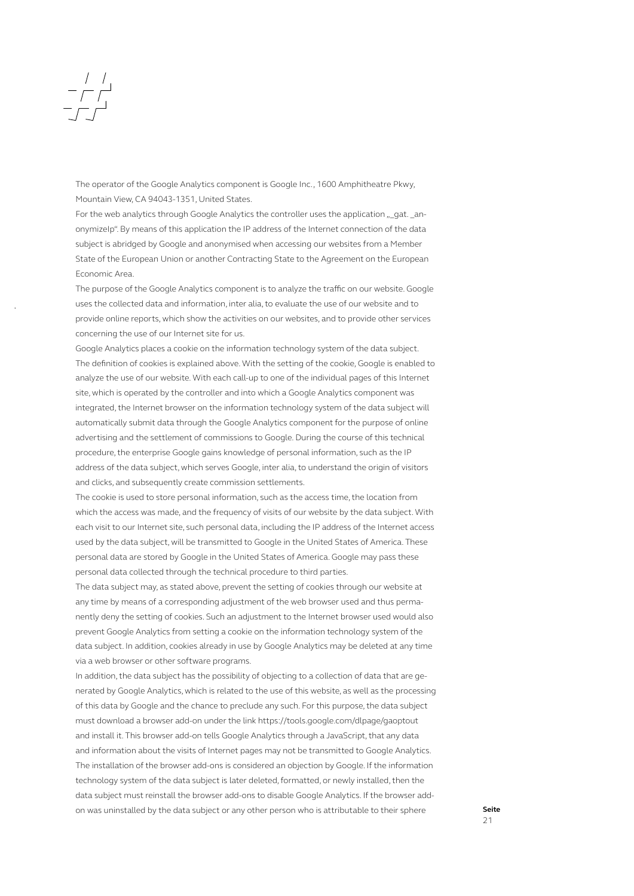The operator of the Google Analytics component is Google Inc., 1600 Amphitheatre Pkwy, Mountain View, CA 94043-1351, United States.

For the web analytics through Google Analytics the controller uses the application „_gat. _anonymizeIp". By means of this application the IP address of the Internet connection of the data subject is abridged by Google and anonymised when accessing our websites from a Member State of the European Union or another Contracting State to the Agreement on the European Economic Area.

The purpose of the Google Analytics component is to analyze the traffic on our website. Google uses the collected data and information, inter alia, to evaluate the use of our website and to provide online reports, which show the activities on our websites, and to provide other services concerning the use of our Internet site for us.

Google Analytics places a cookie on the information technology system of the data subject. The definition of cookies is explained above. With the setting of the cookie, Google is enabled to analyze the use of our website. With each call-up to one of the individual pages of this Internet site, which is operated by the controller and into which a Google Analytics component was integrated, the Internet browser on the information technology system of the data subject will automatically submit data through the Google Analytics component for the purpose of online advertising and the settlement of commissions to Google. During the course of this technical procedure, the enterprise Google gains knowledge of personal information, such as the IP address of the data subject, which serves Google, inter alia, to understand the origin of visitors and clicks, and subsequently create commission settlements.

The cookie is used to store personal information, such as the access time, the location from which the access was made, and the frequency of visits of our website by the data subject. With each visit to our Internet site, such personal data, including the IP address of the Internet access used by the data subject, will be transmitted to Google in the United States of America. These personal data are stored by Google in the United States of America. Google may pass these personal data collected through the technical procedure to third parties.

The data subject may, as stated above, prevent the setting of cookies through our website at any time by means of a corresponding adjustment of the web browser used and thus permanently deny the setting of cookies. Such an adjustment to the Internet browser used would also prevent Google Analytics from setting a cookie on the information technology system of the data subject. In addition, cookies already in use by Google Analytics may be deleted at any time via a web browser or other software programs.

In addition, the data subject has the possibility of objecting to a collection of data that are generated by Google Analytics, which is related to the use of this website, as well as the processing of this data by Google and the chance to preclude any such. For this purpose, the data subject must download a browser add-on under the link https://tools.google.com/dlpage/gaoptout and install it. This browser add-on tells Google Analytics through a JavaScript, that any data and information about the visits of Internet pages may not be transmitted to Google Analytics. The installation of the browser add-ons is considered an objection by Google. If the information technology system of the data subject is later deleted, formatted, or newly installed, then the data subject must reinstall the browser add-ons to disable Google Analytics. If the browser add-on was uninstalled by the data subject or any other person who is attributable to their sphere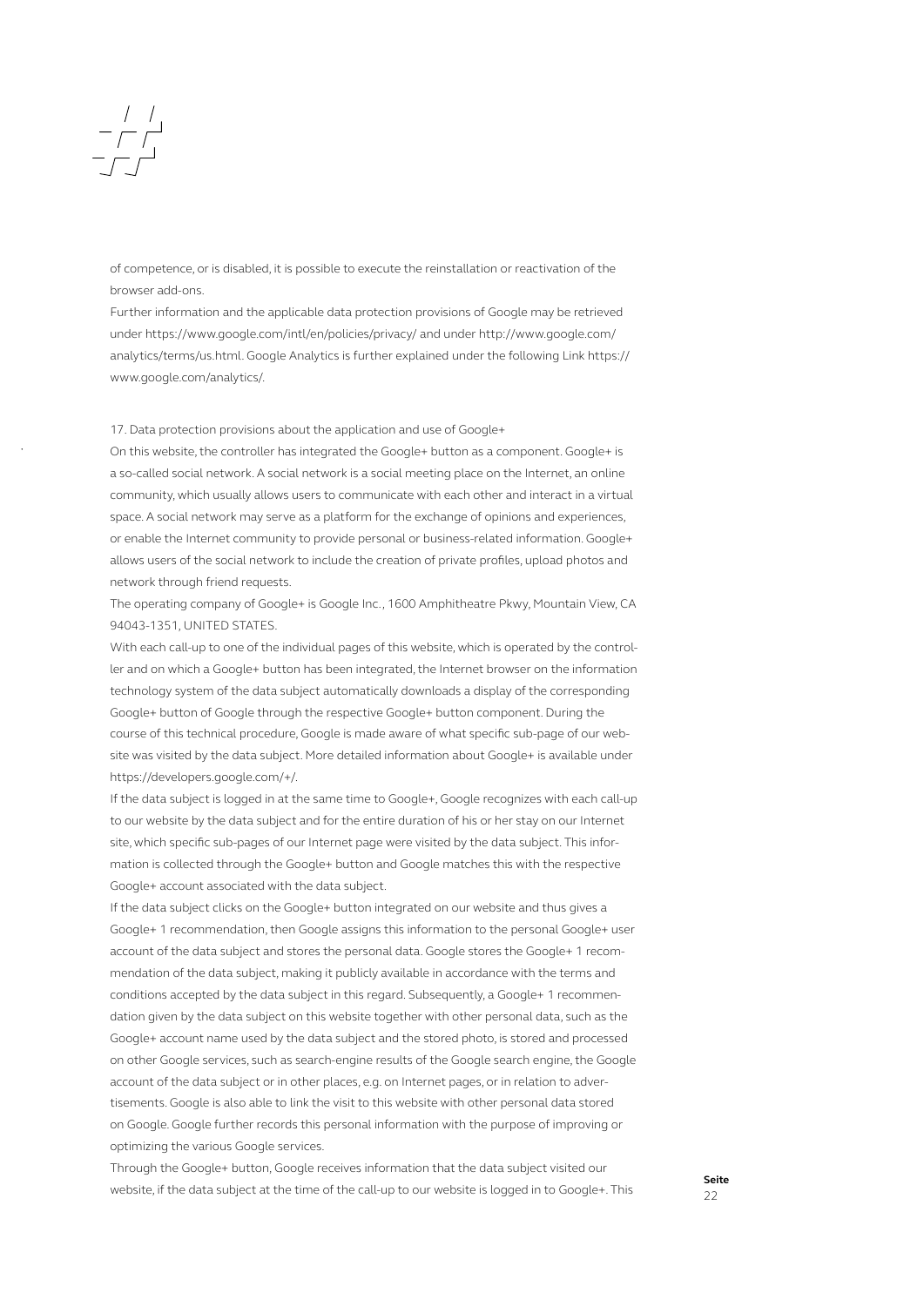of competence, or is disabled, it is possible to execute the reinstallation or reactivation of the browser add-ons.

Further information and the applicable data protection provisions of Google may be retrieved under https://www.google.com/intl/en/policies/privacy/ and under http://www.google.com/analytics/terms/us.html. Google Analytics is further explained under the following Link https://www.google.com/analytics/.

17. Data protection provisions about the application and use of Google+

On this website, the controller has integrated the Google+ button as a component. Google+ is a so-called social network. A social network is a social meeting place on the Internet, an online community, which usually allows users to communicate with each other and interact in a virtual space. A social network may serve as a platform for the exchange of opinions and experiences, or enable the Internet community to provide personal or business-related information. Google+ allows users of the social network to include the creation of private profiles, upload photos and network through friend requests.

The operating company of Google+ is Google Inc., 1600 Amphitheatre Pkwy, Mountain View, CA 94043-1351, UNITED STATES.

With each call-up to one of the individual pages of this website, which is operated by the controller and on which a Google+ button has been integrated, the Internet browser on the information technology system of the data subject automatically downloads a display of the corresponding Google+ button of Google through the respective Google+ button component. During the course of this technical procedure, Google is made aware of what specific sub-page of our website was visited by the data subject. More detailed information about Google+ is available under https://developers.google.com/+/.

If the data subject is logged in at the same time to Google+, Google recognizes with each call-up to our website by the data subject and for the entire duration of his or her stay on our Internet site, which specific sub-pages of our Internet page were visited by the data subject. This information is collected through the Google+ button and Google matches this with the respective Google+ account associated with the data subject.

If the data subject clicks on the Google+ button integrated on our website and thus gives a Google+ 1 recommendation, then Google assigns this information to the personal Google+ user account of the data subject and stores the personal data. Google stores the Google+ 1 recommendation of the data subject, making it publicly available in accordance with the terms and conditions accepted by the data subject in this regard. Subsequently, a Google+ 1 recommendation given by the data subject on this website together with other personal data, such as the Google+ account name used by the data subject and the stored photo, is stored and processed on other Google services, such as search-engine results of the Google search engine, the Google account of the data subject or in other places, e.g. on Internet pages, or in relation to advertisements. Google is also able to link the visit to this website with other personal data stored on Google. Google further records this personal information with the purpose of improving or optimizing the various Google services.

Through the Google+ button, Google receives information that the data subject visited our website, if the data subject at the time of the call-up to our website is logged in to Google+. This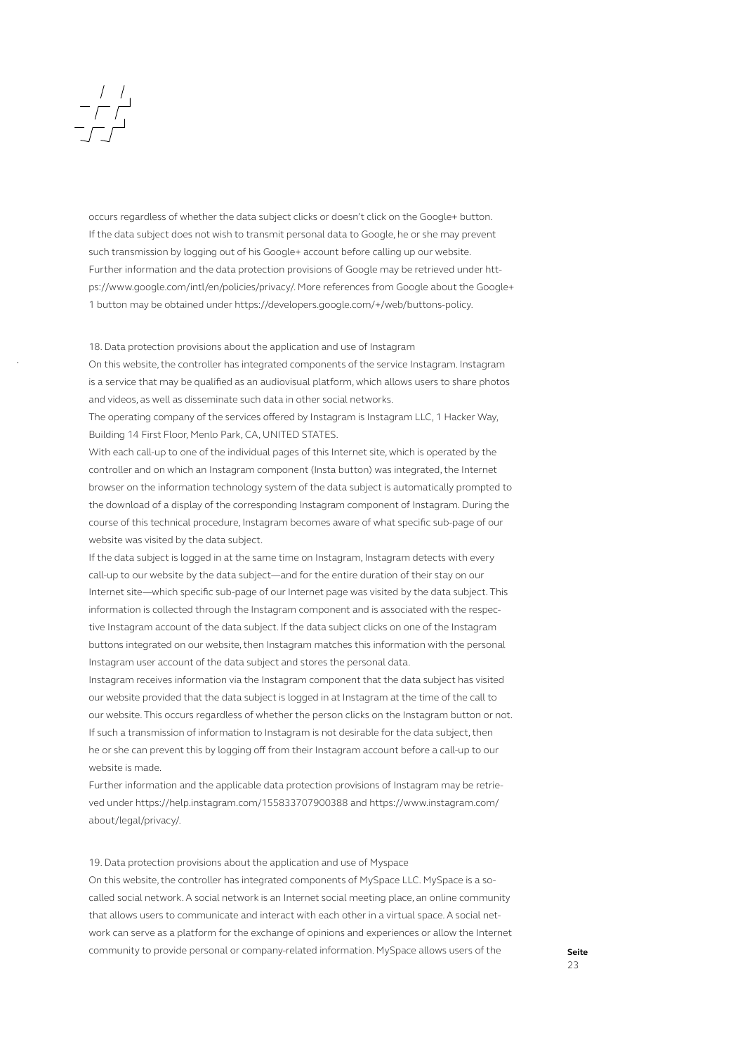occurs regardless of whether the data subject clicks or doesn't click on the Google+ button. If the data subject does not wish to transmit personal data to Google, he or she may prevent such transmission by logging out of his Google+ account before calling up our website. Further information and the data protection provisions of Google may be retrieved under https://www.google.com/intl/en/policies/privacy/. More references from Google about the Google+ 1 button may be obtained under https://developers.google.com/+/web/buttons-policy.

## 18. Data protection provisions about the application and use of Instagram

On this website, the controller has integrated components of the service Instagram. Instagram is a service that may be qualified as an audiovisual platform, which allows users to share photos and videos, as well as disseminate such data in other social networks.

The operating company of the services offered by Instagram is Instagram LLC, 1 Hacker Way, Building 14 First Floor, Menlo Park, CA, UNITED STATES.

With each call-up to one of the individual pages of this Internet site, which is operated by the controller and on which an Instagram component (Insta button) was integrated, the Internet browser on the information technology system of the data subject is automatically prompted to the download of a display of the corresponding Instagram component of Instagram. During the course of this technical procedure, Instagram becomes aware of what specific sub-page of our website was visited by the data subject.

If the data subject is logged in at the same time on Instagram, Instagram detects with every call-up to our website by the data subject—and for the entire duration of their stay on our Internet site—which specific sub-page of our Internet page was visited by the data subject. This information is collected through the Instagram component and is associated with the respective Instagram account of the data subject. If the data subject clicks on one of the Instagram buttons integrated on our website, then Instagram matches this information with the personal Instagram user account of the data subject and stores the personal data.

Instagram receives information via the Instagram component that the data subject has visited our website provided that the data subject is logged in at Instagram at the time of the call to our website. This occurs regardless of whether the person clicks on the Instagram button or not. If such a transmission of information to Instagram is not desirable for the data subject, then he or she can prevent this by logging off from their Instagram account before a call-up to our website is made.

Further information and the applicable data protection provisions of Instagram may be retrieved under https://help.instagram.com/155833707900388 and https://www.instagram.com/about/legal/privacy/.

## 19. Data protection provisions about the application and use of Myspace

On this website, the controller has integrated components of MySpace LLC. MySpace is a so-called social network. A social network is an Internet social meeting place, an online community that allows users to communicate and interact with each other in a virtual space. A social network can serve as a platform for the exchange of opinions and experiences or allow the Internet community to provide personal or company-related information. MySpace allows users of the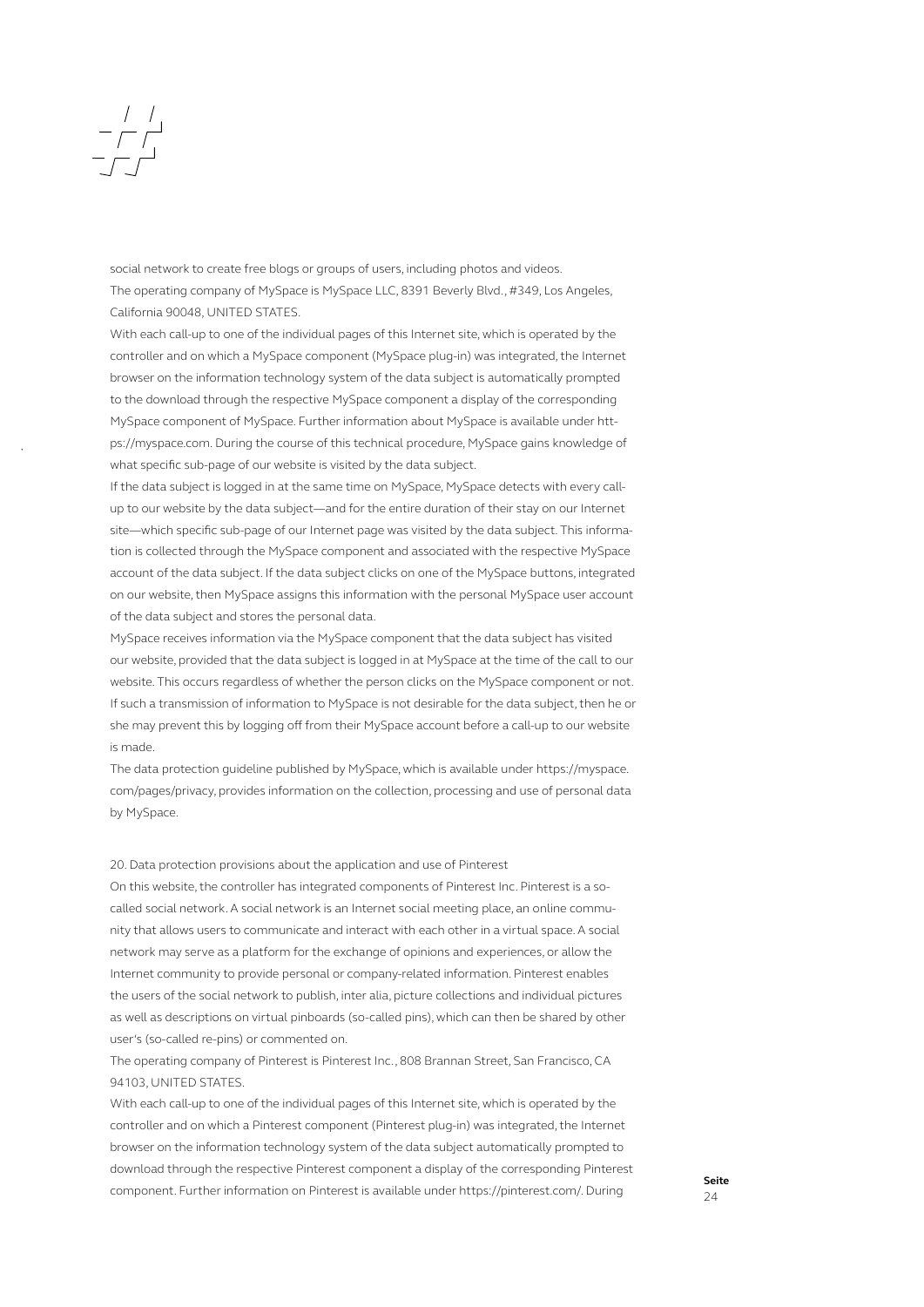social network to create free blogs or groups of users, including photos and videos.
The operating company of MySpace is MySpace LLC, 8391 Beverly Blvd., #349, Los Angeles, California 90048, UNITED STATES.
With each call-up to one of the individual pages of this Internet site, which is operated by the controller and on which a MySpace component (MySpace plug-in) was integrated, the Internet browser on the information technology system of the data subject is automatically prompted to the download through the respective MySpace component a display of the corresponding MySpace component of MySpace. Further information about MySpace is available under https://myspace.com. During the course of this technical procedure, MySpace gains knowledge of what specific sub-page of our website is visited by the data subject.
If the data subject is logged in at the same time on MySpace, MySpace detects with every call-up to our website by the data subject—and for the entire duration of their stay on our Internet site—which specific sub-page of our Internet page was visited by the data subject. This information is collected through the MySpace component and associated with the respective MySpace account of the data subject. If the data subject clicks on one of the MySpace buttons, integrated on our website, then MySpace assigns this information with the personal MySpace user account of the data subject and stores the personal data.
MySpace receives information via the MySpace component that the data subject has visited our website, provided that the data subject is logged in at MySpace at the time of the call to our website. This occurs regardless of whether the person clicks on the MySpace component or not. If such a transmission of information to MySpace is not desirable for the data subject, then he or she may prevent this by logging off from their MySpace account before a call-up to our website is made.
The data protection guideline published by MySpace, which is available under https://myspace.com/pages/privacy, provides information on the collection, processing and use of personal data by MySpace.

20. Data protection provisions about the application and use of Pinterest
On this website, the controller has integrated components of Pinterest Inc. Pinterest is a so-called social network. A social network is an Internet social meeting place, an online community that allows users to communicate and interact with each other in a virtual space. A social network may serve as a platform for the exchange of opinions and experiences, or allow the Internet community to provide personal or company-related information. Pinterest enables the users of the social network to publish, inter alia, picture collections and individual pictures as well as descriptions on virtual pinboards (so-called pins), which can then be shared by other user's (so-called re-pins) or commented on.
The operating company of Pinterest is Pinterest Inc., 808 Brannan Street, San Francisco, CA 94103, UNITED STATES.
With each call-up to one of the individual pages of this Internet site, which is operated by the controller and on which a Pinterest component (Pinterest plug-in) was integrated, the Internet browser on the information technology system of the data subject automatically prompted to download through the respective Pinterest component a display of the corresponding Pinterest component. Further information on Pinterest is available under https://pinterest.com/. During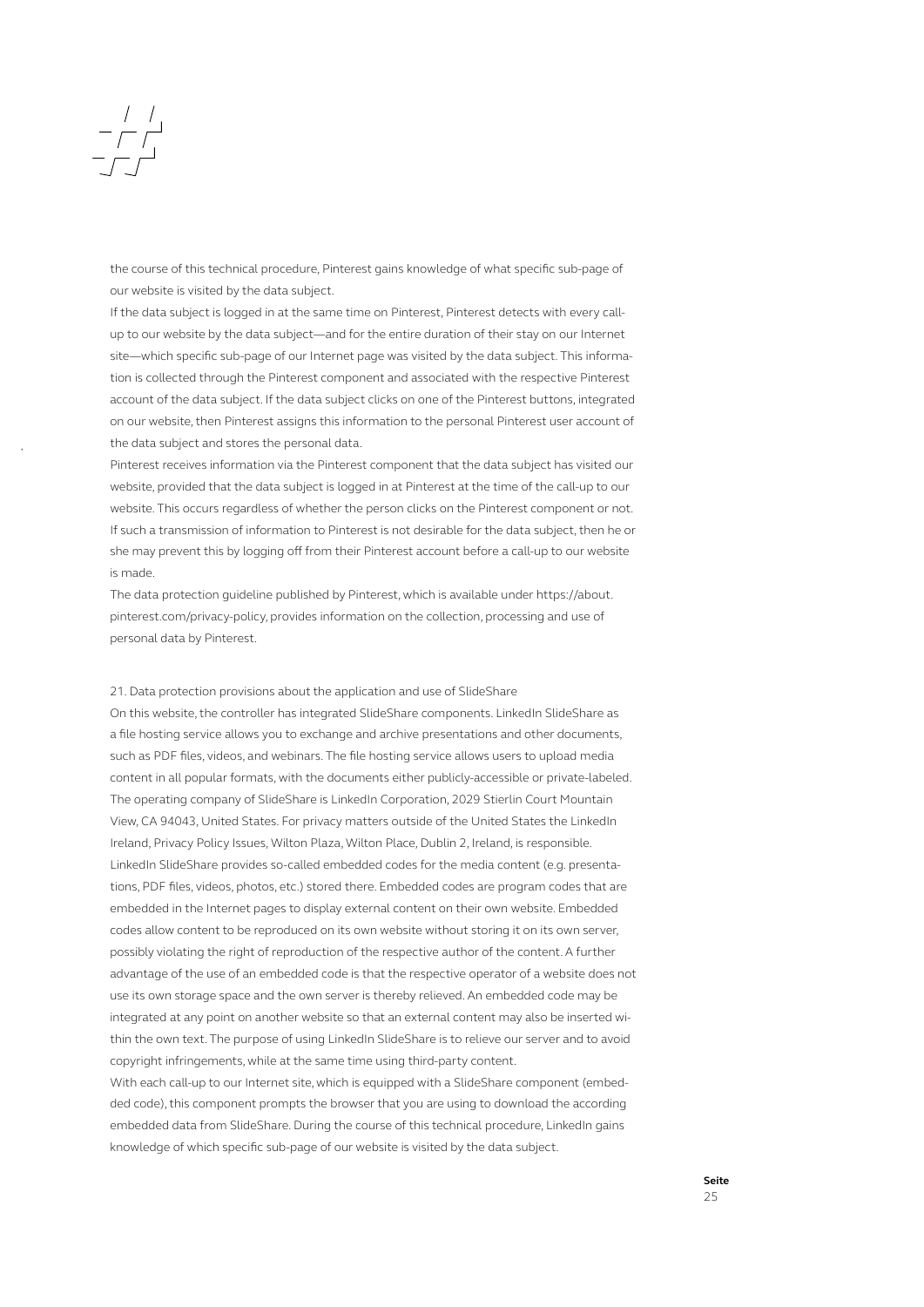the course of this technical procedure, Pinterest gains knowledge of what specific sub-page of our website is visited by the data subject.

If the data subject is logged in at the same time on Pinterest, Pinterest detects with every call-up to our website by the data subject—and for the entire duration of their stay on our Internet site—which specific sub-page of our Internet page was visited by the data subject. This information is collected through the Pinterest component and associated with the respective Pinterest account of the data subject. If the data subject clicks on one of the Pinterest buttons, integrated on our website, then Pinterest assigns this information to the personal Pinterest user account of the data subject and stores the personal data.

Pinterest receives information via the Pinterest component that the data subject has visited our website, provided that the data subject is logged in at Pinterest at the time of the call-up to our website. This occurs regardless of whether the person clicks on the Pinterest component or not. If such a transmission of information to Pinterest is not desirable for the data subject, then he or she may prevent this by logging off from their Pinterest account before a call-up to our website is made.

The data protection guideline published by Pinterest, which is available under https://about.pinterest.com/privacy-policy, provides information on the collection, processing and use of personal data by Pinterest.

21. Data protection provisions about the application and use of SlideShare

On this website, the controller has integrated SlideShare components. LinkedIn SlideShare as a file hosting service allows you to exchange and archive presentations and other documents, such as PDF files, videos, and webinars. The file hosting service allows users to upload media content in all popular formats, with the documents either publicly-accessible or private-labeled. The operating company of SlideShare is LinkedIn Corporation, 2029 Stierlin Court Mountain View, CA 94043, United States. For privacy matters outside of the United States the LinkedIn Ireland, Privacy Policy Issues, Wilton Plaza, Wilton Place, Dublin 2, Ireland, is responsible.

LinkedIn SlideShare provides so-called embedded codes for the media content (e.g. presentations, PDF files, videos, photos, etc.) stored there. Embedded codes are program codes that are embedded in the Internet pages to display external content on their own website. Embedded codes allow content to be reproduced on its own website without storing it on its own server, possibly violating the right of reproduction of the respective author of the content. A further advantage of the use of an embedded code is that the respective operator of a website does not use its own storage space and the own server is thereby relieved. An embedded code may be integrated at any point on another website so that an external content may also be inserted within the own text. The purpose of using LinkedIn SlideShare is to relieve our server and to avoid copyright infringements, while at the same time using third-party content.

With each call-up to our Internet site, which is equipped with a SlideShare component (embedded code), this component prompts the browser that you are using to download the according embedded data from SlideShare. During the course of this technical procedure, LinkedIn gains knowledge of which specific sub-page of our website is visited by the data subject.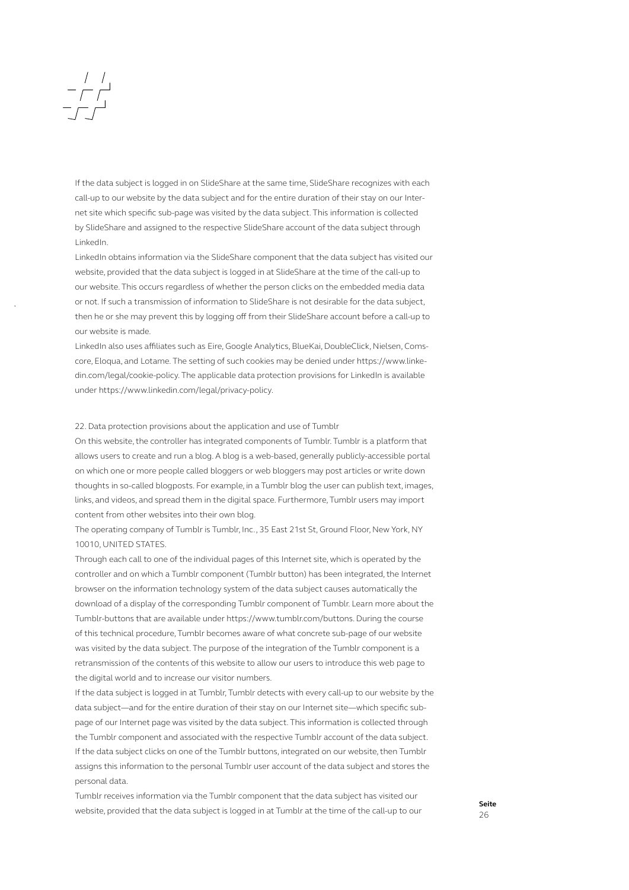If the data subject is logged in on SlideShare at the same time, SlideShare recognizes with each call-up to our website by the data subject and for the entire duration of their stay on our Internet site which specific sub-page was visited by the data subject. This information is collected by SlideShare and assigned to the respective SlideShare account of the data subject through LinkedIn.

LinkedIn obtains information via the SlideShare component that the data subject has visited our website, provided that the data subject is logged in at SlideShare at the time of the call-up to our website. This occurs regardless of whether the person clicks on the embedded media data or not. If such a transmission of information to SlideShare is not desirable for the data subject, then he or she may prevent this by logging off from their SlideShare account before a call-up to our website is made.

LinkedIn also uses affiliates such as Eire, Google Analytics, BlueKai, DoubleClick, Nielsen, Comscore, Eloqua, and Lotame. The setting of such cookies may be denied under https://www.linkedin.com/legal/cookie-policy. The applicable data protection provisions for LinkedIn is available under https://www.linkedin.com/legal/privacy-policy.

22. Data protection provisions about the application and use of Tumblr

On this website, the controller has integrated components of Tumblr. Tumblr is a platform that allows users to create and run a blog. A blog is a web-based, generally publicly-accessible portal on which one or more people called bloggers or web bloggers may post articles or write down thoughts in so-called blogposts. For example, in a Tumblr blog the user can publish text, images, links, and videos, and spread them in the digital space. Furthermore, Tumblr users may import content from other websites into their own blog.

The operating company of Tumblr is Tumblr, Inc., 35 East 21st St, Ground Floor, New York, NY 10010, UNITED STATES.

Through each call to one of the individual pages of this Internet site, which is operated by the controller and on which a Tumblr component (Tumblr button) has been integrated, the Internet browser on the information technology system of the data subject causes automatically the download of a display of the corresponding Tumblr component of Tumblr. Learn more about the Tumblr-buttons that are available under https://www.tumblr.com/buttons. During the course of this technical procedure, Tumblr becomes aware of what concrete sub-page of our website was visited by the data subject. The purpose of the integration of the Tumblr component is a retransmission of the contents of this website to allow our users to introduce this web page to the digital world and to increase our visitor numbers.

If the data subject is logged in at Tumblr, Tumblr detects with every call-up to our website by the data subject—and for the entire duration of their stay on our Internet site—which specific sub-page of our Internet page was visited by the data subject. This information is collected through the Tumblr component and associated with the respective Tumblr account of the data subject. If the data subject clicks on one of the Tumblr buttons, integrated on our website, then Tumblr assigns this information to the personal Tumblr user account of the data subject and stores the personal data.

Tumblr receives information via the Tumblr component that the data subject has visited our website, provided that the data subject is logged in at Tumblr at the time of the call-up to our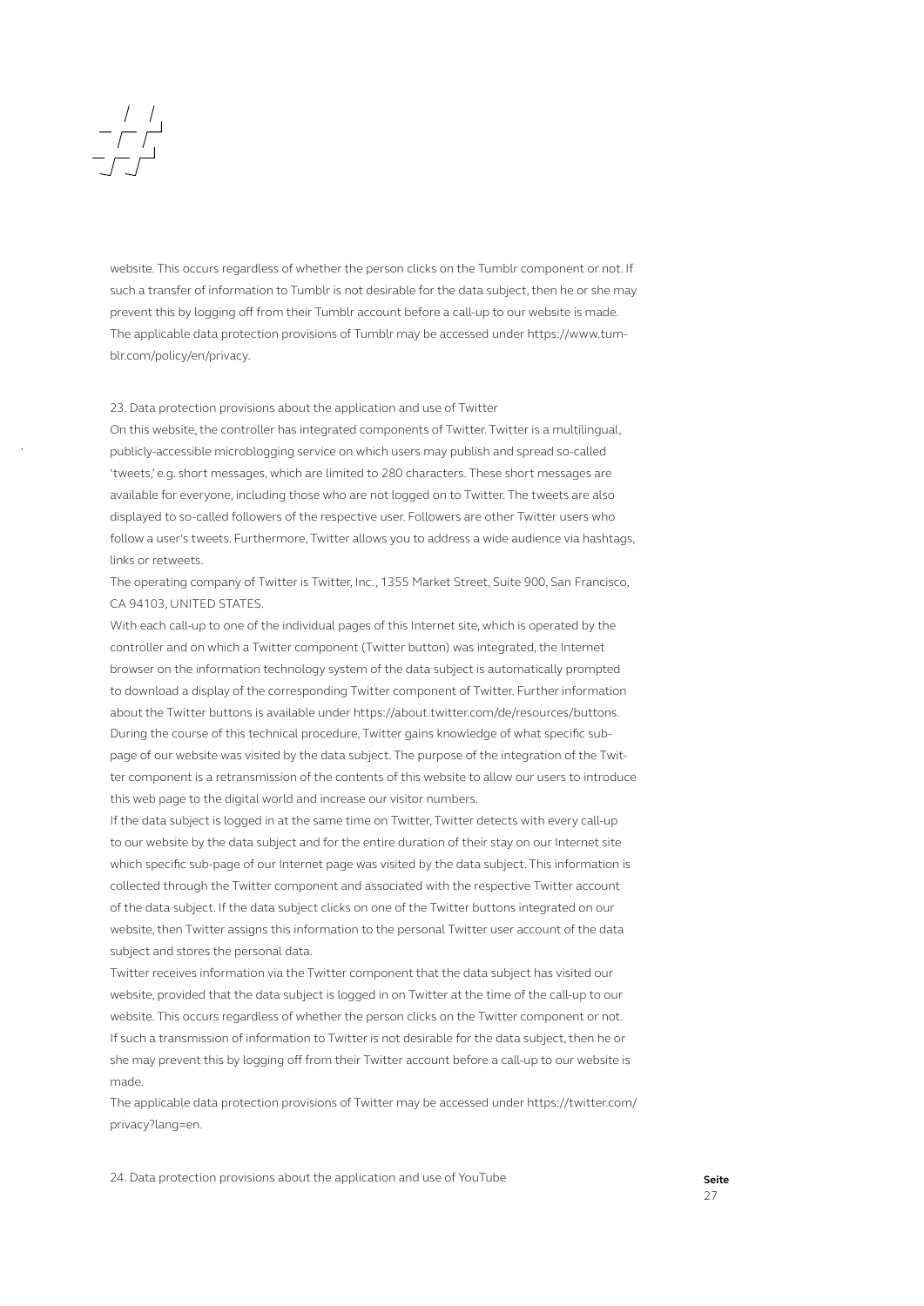website. This occurs regardless of whether the person clicks on the Tumblr component or not. If such a transfer of information to Tumblr is not desirable for the data subject, then he or she may prevent this by logging off from their Tumblr account before a call-up to our website is made. The applicable data protection provisions of Tumblr may be accessed under https://www.tumblr.com/policy/en/privacy.

## 23. Data protection provisions about the application and use of Twitter

On this website, the controller has integrated components of Twitter. Twitter is a multilingual, publicly-accessible microblogging service on which users may publish and spread so-called 'tweets,' e.g. short messages, which are limited to 280 characters. These short messages are available for everyone, including those who are not logged on to Twitter. The tweets are also displayed to so-called followers of the respective user. Followers are other Twitter users who follow a user's tweets. Furthermore, Twitter allows you to address a wide audience via hashtags, links or retweets.

The operating company of Twitter is Twitter, Inc., 1355 Market Street, Suite 900, San Francisco, CA 94103, UNITED STATES.

With each call-up to one of the individual pages of this Internet site, which is operated by the controller and on which a Twitter component (Twitter button) was integrated, the Internet browser on the information technology system of the data subject is automatically prompted to download a display of the corresponding Twitter component of Twitter. Further information about the Twitter buttons is available under https://about.twitter.com/de/resources/buttons. During the course of this technical procedure, Twitter gains knowledge of what specific sub-page of our website was visited by the data subject. The purpose of the integration of the Twitter component is a retransmission of the contents of this website to allow our users to introduce this web page to the digital world and increase our visitor numbers.

If the data subject is logged in at the same time on Twitter, Twitter detects with every call-up to our website by the data subject and for the entire duration of their stay on our Internet site which specific sub-page of our Internet page was visited by the data subject. This information is collected through the Twitter component and associated with the respective Twitter account of the data subject. If the data subject clicks on one of the Twitter buttons integrated on our website, then Twitter assigns this information to the personal Twitter user account of the data subject and stores the personal data.

Twitter receives information via the Twitter component that the data subject has visited our website, provided that the data subject is logged in on Twitter at the time of the call-up to our website. This occurs regardless of whether the person clicks on the Twitter component or not. If such a transmission of information to Twitter is not desirable for the data subject, then he or she may prevent this by logging off from their Twitter account before a call-up to our website is made.

The applicable data protection provisions of Twitter may be accessed under https://twitter.com/privacy?lang=en.

## 24. Data protection provisions about the application and use of YouTube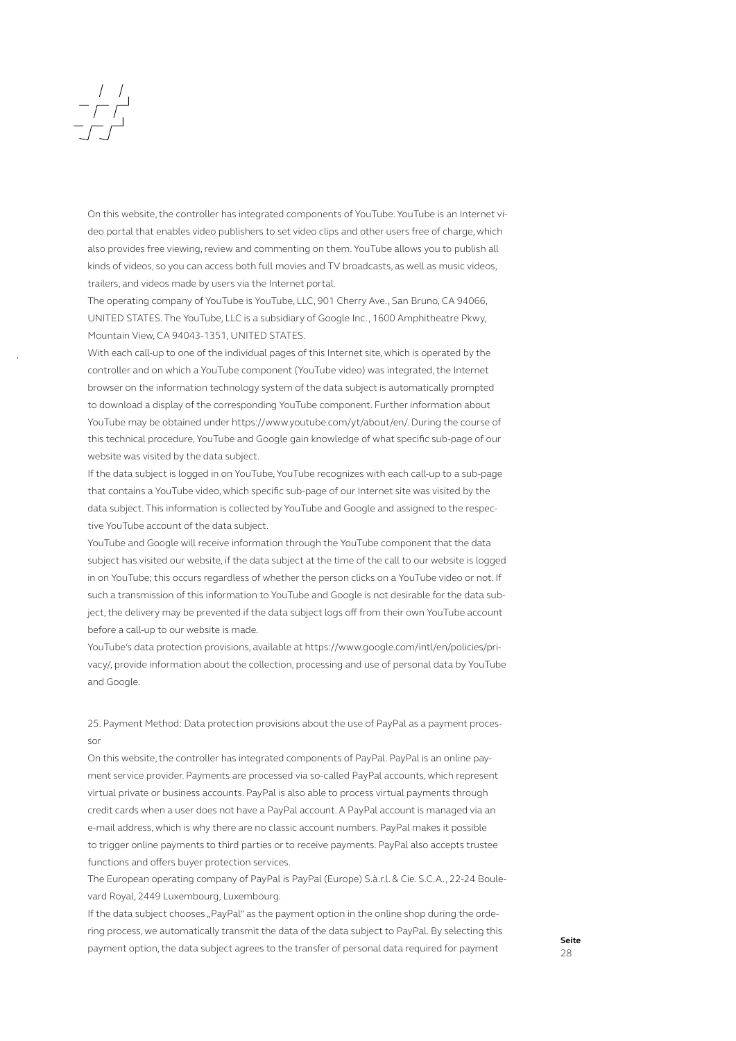On this website, the controller has integrated components of YouTube. YouTube is an Internet video portal that enables video publishers to set video clips and other users free of charge, which also provides free viewing, review and commenting on them. YouTube allows you to publish all kinds of videos, so you can access both full movies and TV broadcasts, as well as music videos, trailers, and videos made by users via the Internet portal.

The operating company of YouTube is YouTube, LLC, 901 Cherry Ave., San Bruno, CA 94066, UNITED STATES. The YouTube, LLC is a subsidiary of Google Inc., 1600 Amphitheatre Pkwy, Mountain View, CA 94043-1351, UNITED STATES.

With each call-up to one of the individual pages of this Internet site, which is operated by the controller and on which a YouTube component (YouTube video) was integrated, the Internet browser on the information technology system of the data subject is automatically prompted to download a display of the corresponding YouTube component. Further information about YouTube may be obtained under https://www.youtube.com/yt/about/en/. During the course of this technical procedure, YouTube and Google gain knowledge of what specific sub-page of our website was visited by the data subject.

If the data subject is logged in on YouTube, YouTube recognizes with each call-up to a sub-page that contains a YouTube video, which specific sub-page of our Internet site was visited by the data subject. This information is collected by YouTube and Google and assigned to the respective YouTube account of the data subject.

YouTube and Google will receive information through the YouTube component that the data subject has visited our website, if the data subject at the time of the call to our website is logged in on YouTube; this occurs regardless of whether the person clicks on a YouTube video or not. If such a transmission of this information to YouTube and Google is not desirable for the data subject, the delivery may be prevented if the data subject logs off from their own YouTube account before a call-up to our website is made.

YouTube's data protection provisions, available at https://www.google.com/intl/en/policies/privacy/, provide information about the collection, processing and use of personal data by YouTube and Google.

25. Payment Method: Data protection provisions about the use of PayPal as a payment processor

On this website, the controller has integrated components of PayPal. PayPal is an online payment service provider. Payments are processed via so-called PayPal accounts, which represent virtual private or business accounts. PayPal is also able to process virtual payments through credit cards when a user does not have a PayPal account. A PayPal account is managed via an e-mail address, which is why there are no classic account numbers. PayPal makes it possible to trigger online payments to third parties or to receive payments. PayPal also accepts trustee functions and offers buyer protection services.

The European operating company of PayPal is PayPal (Europe) S.à.r.l. & Cie. S.C.A., 22-24 Boulevard Royal, 2449 Luxembourg, Luxembourg.

If the data subject chooses „PayPal" as the payment option in the online shop during the ordering process, we automatically transmit the data of the data subject to PayPal. By selecting this payment option, the data subject agrees to the transfer of personal data required for payment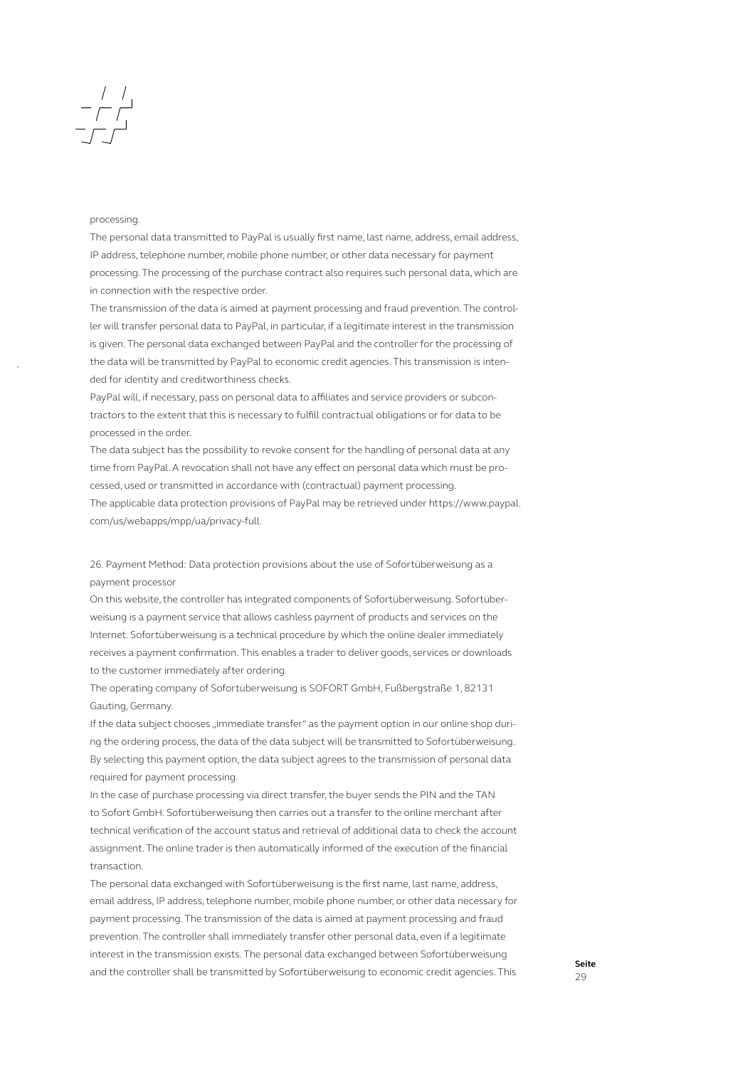processing.

The personal data transmitted to PayPal is usually first name, last name, address, email address, IP address, telephone number, mobile phone number, or other data necessary for payment processing. The processing of the purchase contract also requires such personal data, which are in connection with the respective order.

The transmission of the data is aimed at payment processing and fraud prevention. The controller will transfer personal data to PayPal, in particular, if a legitimate interest in the transmission is given. The personal data exchanged between PayPal and the controller for the processing of the data will be transmitted by PayPal to economic credit agencies. This transmission is intended for identity and creditworthiness checks.

PayPal will, if necessary, pass on personal data to affiliates and service providers or subcontractors to the extent that this is necessary to fulfill contractual obligations or for data to be processed in the order.

The data subject has the possibility to revoke consent for the handling of personal data at any time from PayPal. A revocation shall not have any effect on personal data which must be processed, used or transmitted in accordance with (contractual) payment processing.

The applicable data protection provisions of PayPal may be retrieved under https://www.paypal.com/us/webapps/mpp/ua/privacy-full.

26. Payment Method: Data protection provisions about the use of Sofortüberweisung as a payment processor

On this website, the controller has integrated components of Sofortüberweisung. Sofortüberweisung is a payment service that allows cashless payment of products and services on the Internet. Sofortüberweisung is a technical procedure by which the online dealer immediately receives a payment confirmation. This enables a trader to deliver goods, services or downloads to the customer immediately after ordering.

The operating company of Sofortüberweisung is SOFORT GmbH, Fußbergstraße 1, 82131 Gauting, Germany.

If the data subject chooses „immediate transfer" as the payment option in our online shop during the ordering process, the data of the data subject will be transmitted to Sofortüberweisung. By selecting this payment option, the data subject agrees to the transmission of personal data required for payment processing.

In the case of purchase processing via direct transfer, the buyer sends the PIN and the TAN to Sofort GmbH. Sofortüberweisung then carries out a transfer to the online merchant after technical verification of the account status and retrieval of additional data to check the account assignment. The online trader is then automatically informed of the execution of the financial transaction.

The personal data exchanged with Sofortüberweisung is the first name, last name, address, email address, IP address, telephone number, mobile phone number, or other data necessary for payment processing. The transmission of the data is aimed at payment processing and fraud prevention. The controller shall immediately transfer other personal data, even if a legitimate interest in the transmission exists. The personal data exchanged between Sofortüberweisung and the controller shall be transmitted by Sofortüberweisung to economic credit agencies. This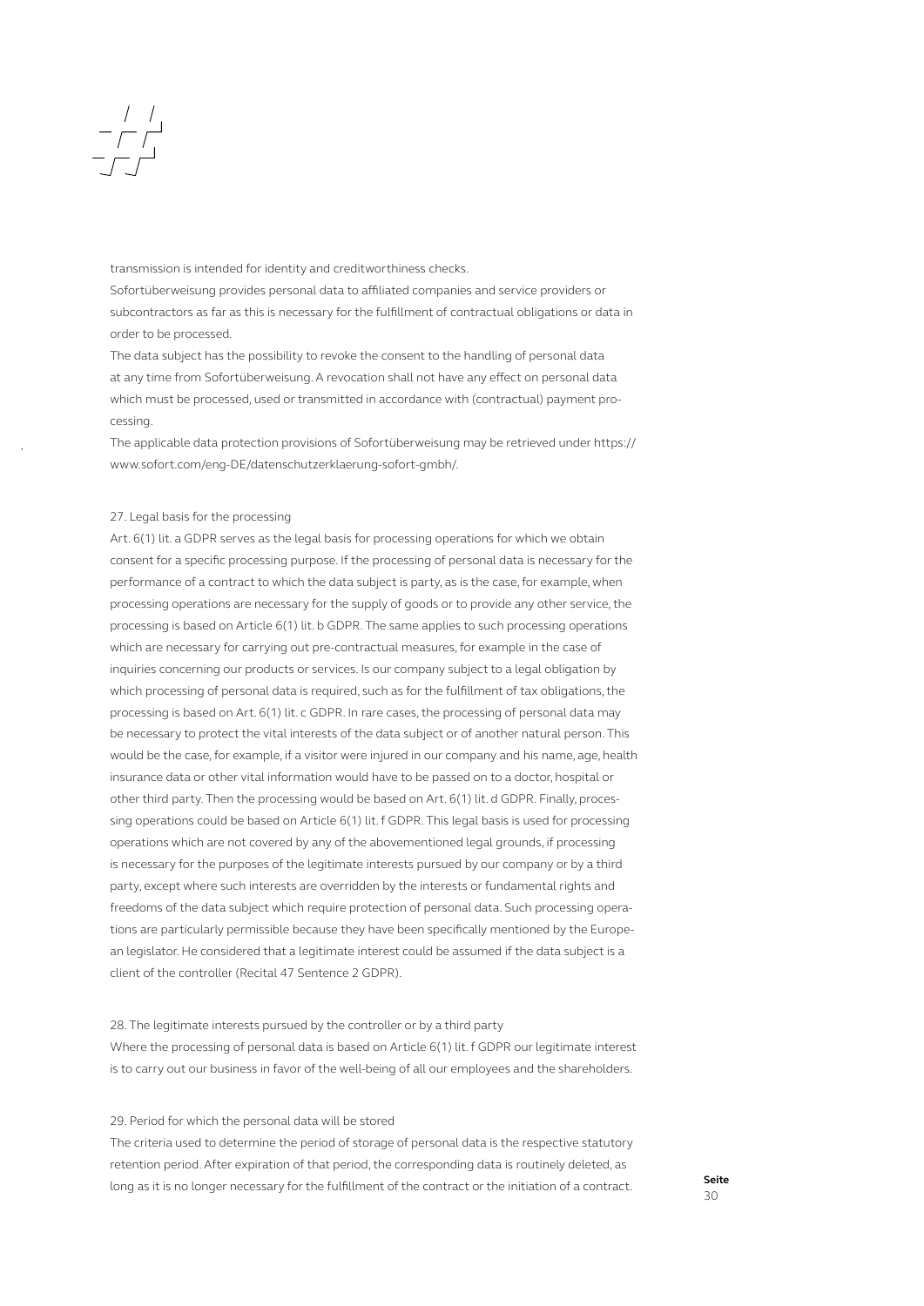transmission is intended for identity and creditworthiness checks.

Sofortüberweisung provides personal data to affiliated companies and service providers or subcontractors as far as this is necessary for the fulfillment of contractual obligations or data in order to be processed.

The data subject has the possibility to revoke the consent to the handling of personal data at any time from Sofortüberweisung. A revocation shall not have any effect on personal data which must be processed, used or transmitted in accordance with (contractual) payment processing.

The applicable data protection provisions of Sofortüberweisung may be retrieved under https://www.sofort.com/eng-DE/datenschutzerklaerung-sofort-gmbh/.

27. Legal basis for the processing

Art. 6(1) lit. a GDPR serves as the legal basis for processing operations for which we obtain consent for a specific processing purpose. If the processing of personal data is necessary for the performance of a contract to which the data subject is party, as is the case, for example, when processing operations are necessary for the supply of goods or to provide any other service, the processing is based on Article 6(1) lit. b GDPR. The same applies to such processing operations which are necessary for carrying out pre-contractual measures, for example in the case of inquiries concerning our products or services. Is our company subject to a legal obligation by which processing of personal data is required, such as for the fulfillment of tax obligations, the processing is based on Art. 6(1) lit. c GDPR. In rare cases, the processing of personal data may be necessary to protect the vital interests of the data subject or of another natural person. This would be the case, for example, if a visitor were injured in our company and his name, age, health insurance data or other vital information would have to be passed on to a doctor, hospital or other third party. Then the processing would be based on Art. 6(1) lit. d GDPR. Finally, processing operations could be based on Article 6(1) lit. f GDPR. This legal basis is used for processing operations which are not covered by any of the abovementioned legal grounds, if processing is necessary for the purposes of the legitimate interests pursued by our company or by a third party, except where such interests are overridden by the interests or fundamental rights and freedoms of the data subject which require protection of personal data. Such processing operations are particularly permissible because they have been specifically mentioned by the European legislator. He considered that a legitimate interest could be assumed if the data subject is a client of the controller (Recital 47 Sentence 2 GDPR).

28. The legitimate interests pursued by the controller or by a third party

Where the processing of personal data is based on Article 6(1) lit. f GDPR our legitimate interest is to carry out our business in favor of the well-being of all our employees and the shareholders.

29. Period for which the personal data will be stored

The criteria used to determine the period of storage of personal data is the respective statutory retention period. After expiration of that period, the corresponding data is routinely deleted, as long as it is no longer necessary for the fulfillment of the contract or the initiation of a contract.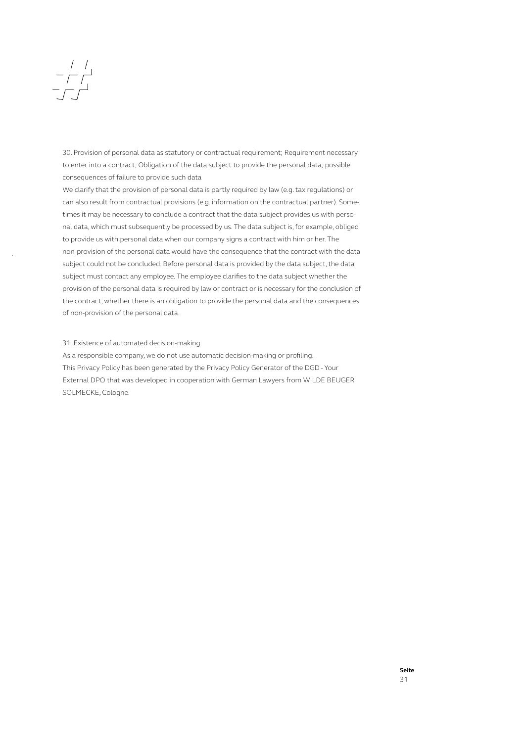30. Provision of personal data as statutory or contractual requirement; Requirement necessary to enter into a contract; Obligation of the data subject to provide the personal data; possible consequences of failure to provide such data

We clarify that the provision of personal data is partly required by law (e.g. tax regulations) or can also result from contractual provisions (e.g. information on the contractual partner). Sometimes it may be necessary to conclude a contract that the data subject provides us with personal data, which must subsequently be processed by us. The data subject is, for example, obliged to provide us with personal data when our company signs a contract with him or her. The non-provision of the personal data would have the consequence that the contract with the data subject could not be concluded. Before personal data is provided by the data subject, the data subject must contact any employee. The employee clarifies to the data subject whether the provision of the personal data is required by law or contract or is necessary for the conclusion of the contract, whether there is an obligation to provide the personal data and the consequences of non-provision of the personal data.

31. Existence of automated decision-making

As a responsible company, we do not use automatic decision-making or profiling.
This Privacy Policy has been generated by the Privacy Policy Generator of the DGD - Your External DPO that was developed in cooperation with German Lawyers from WILDE BEUGER SOLMECKE, Cologne.